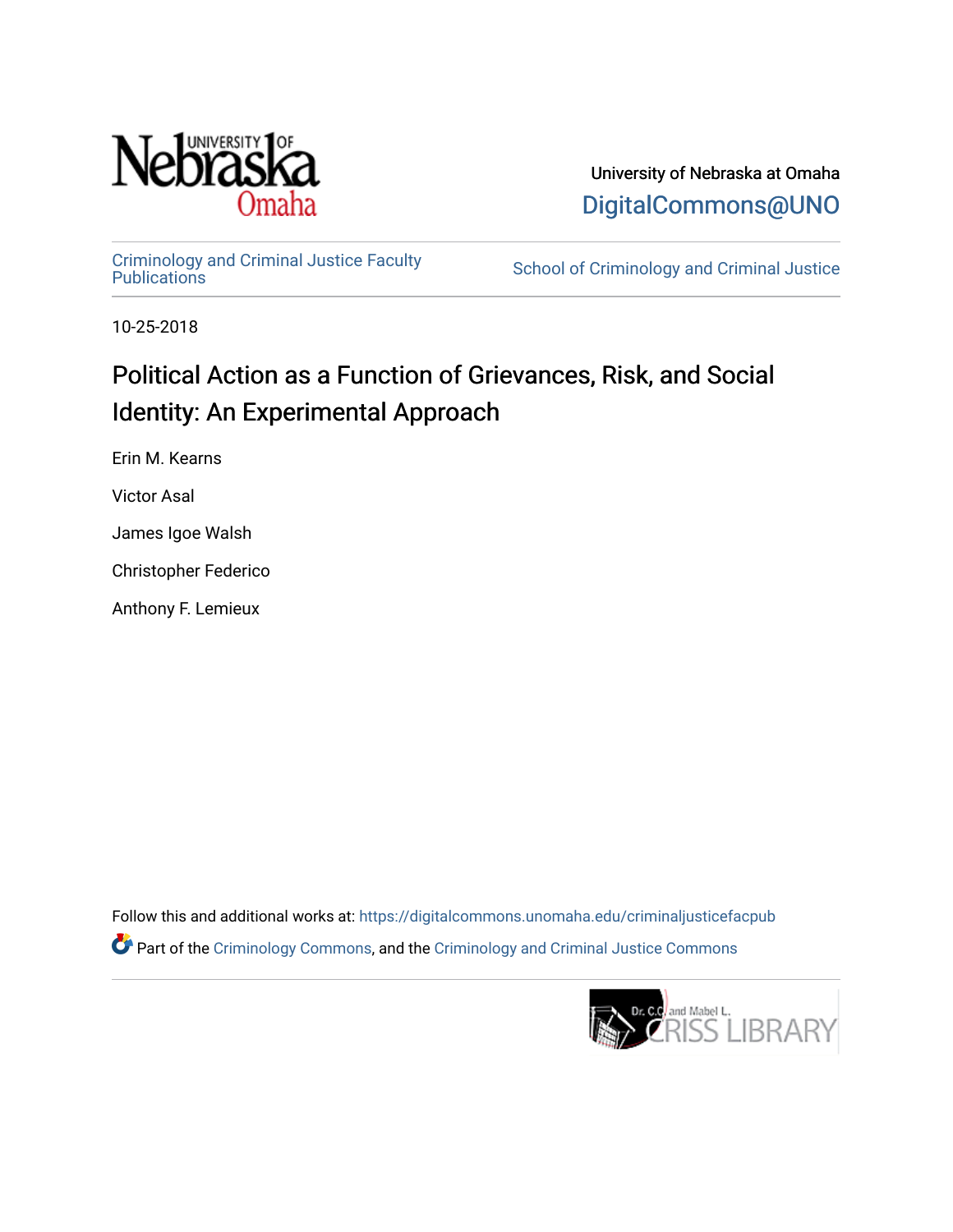University of Nebraska at Omaha

DigitalCommons@UNO

Criminology and Criminal Justice Faculty Publications

School of Criminology and Criminal Justice

10-25-2018

# Political Action as a Function of Grievances, Risk, and Social Identity: An Experimental Approach

Erin M. Kearns

Victor Asal

James Igoe Walsh

Christopher Federico

Anthony F. Lemieux

Follow this and additional works at: https://digitalcommons.unomaha.edu/criminaljusticefacpub

Part of the Criminology Commons, and the Criminology and Criminal Justice Commons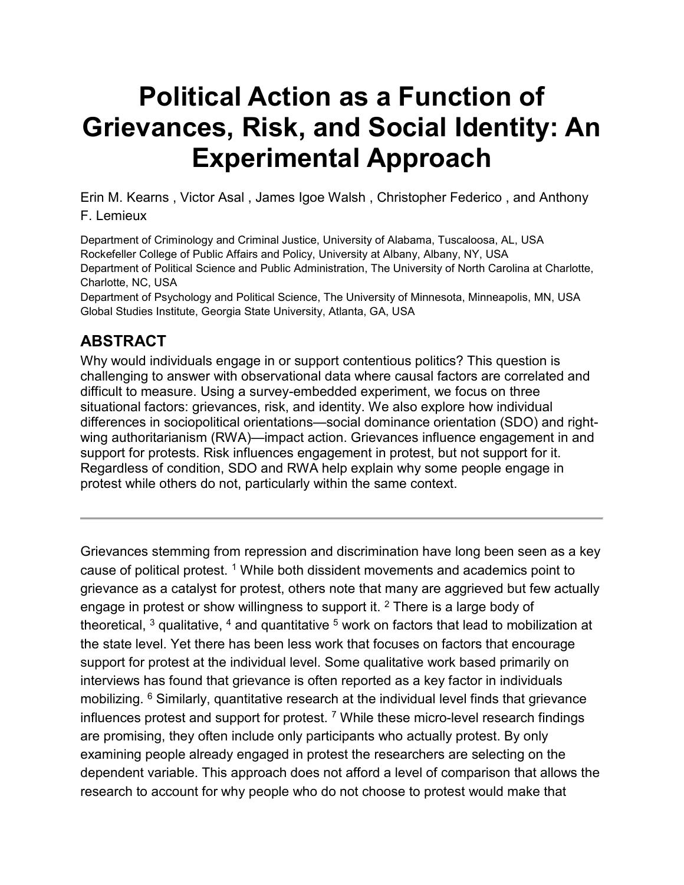# Political Action as a Function of Grievances, Risk, and Social Identity: An Experimental Approach

Erin M. Kearns , Victor Asal , James Igoe Walsh , Christopher Federico , and Anthony F. Lemieux

Department of Criminology and Criminal Justice, University of Alabama, Tuscaloosa, AL, USA
Rockefeller College of Public Affairs and Policy, University at Albany, Albany, NY, USA
Department of Political Science and Public Administration, The University of North Carolina at Charlotte, Charlotte, NC, USA
Department of Psychology and Political Science, The University of Minnesota, Minneapolis, MN, USA
Global Studies Institute, Georgia State University, Atlanta, GA, USA

## ABSTRACT

Why would individuals engage in or support contentious politics? This question is challenging to answer with observational data where causal factors are correlated and difficult to measure. Using a survey-embedded experiment, we focus on three situational factors: grievances, risk, and identity. We also explore how individual differences in sociopolitical orientations—social dominance orientation (SDO) and right-wing authoritarianism (RWA)—impact action. Grievances influence engagement in and support for protests. Risk influences engagement in protest, but not support for it. Regardless of condition, SDO and RWA help explain why some people engage in protest while others do not, particularly within the same context.

---

Grievances stemming from repression and discrimination have long been seen as a key cause of political protest. [1] While both dissident movements and academics point to grievance as a catalyst for protest, others note that many are aggrieved but few actually engage in protest or show willingness to support it. [2] There is a large body of theoretical, [3] qualitative, [4] and quantitative [5] work on factors that lead to mobilization at the state level. Yet there has been less work that focuses on factors that encourage support for protest at the individual level. Some qualitative work based primarily on interviews has found that grievance is often reported as a key factor in individuals mobilizing. [6] Similarly, quantitative research at the individual level finds that grievance influences protest and support for protest. [7] While these micro-level research findings are promising, they often include only participants who actually protest. By only examining people already engaged in protest the researchers are selecting on the dependent variable. This approach does not afford a level of comparison that allows the research to account for why people who do not choose to protest would make that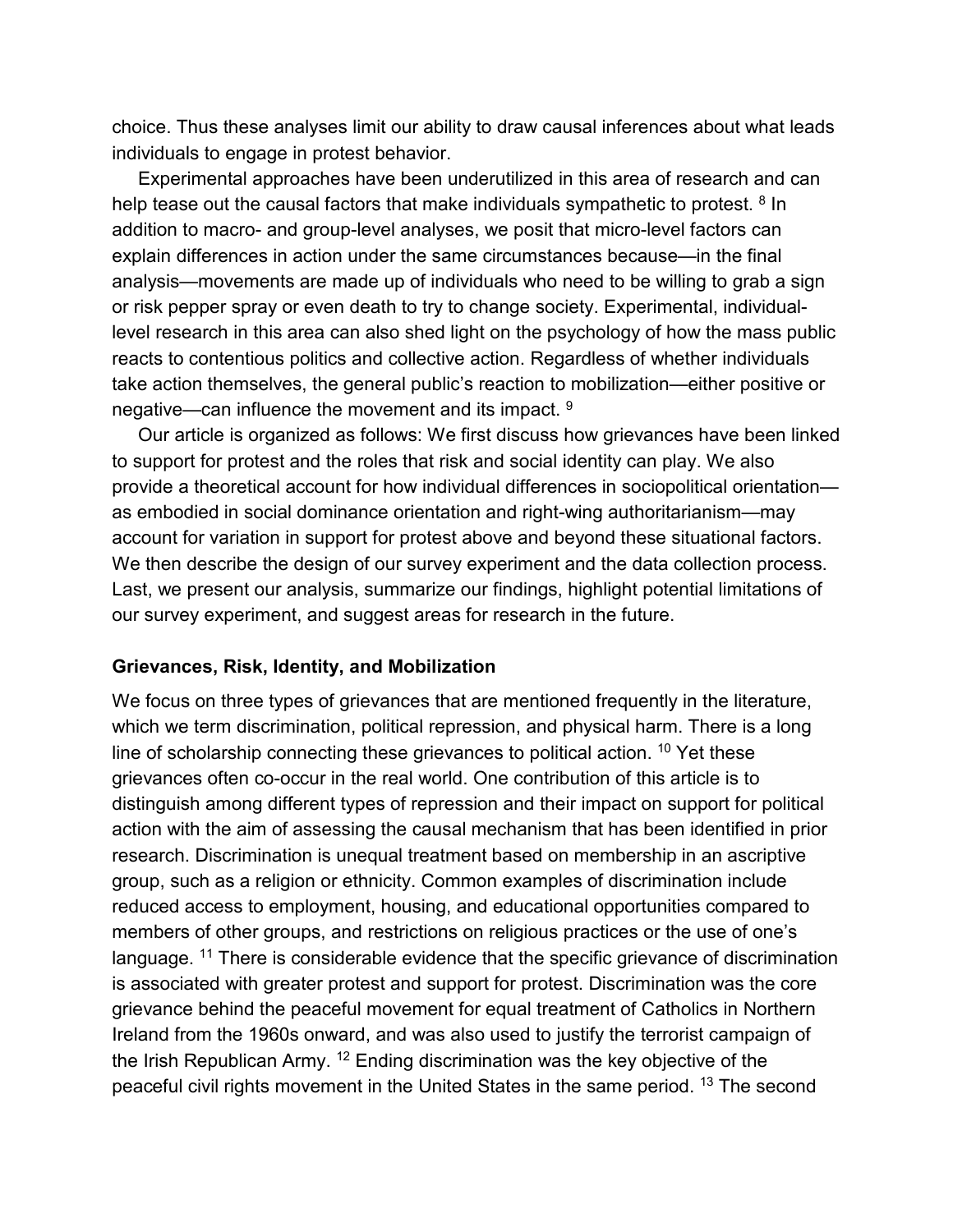choice. Thus these analyses limit our ability to draw causal inferences about what leads individuals to engage in protest behavior.

Experimental approaches have been underutilized in this area of research and can help tease out the causal factors that make individuals sympathetic to protest. [8] In addition to macro- and group-level analyses, we posit that micro-level factors can explain differences in action under the same circumstances because—in the final analysis—movements are made up of individuals who need to be willing to grab a sign or risk pepper spray or even death to try to change society. Experimental, individual-level research in this area can also shed light on the psychology of how the mass public reacts to contentious politics and collective action. Regardless of whether individuals take action themselves, the general public's reaction to mobilization—either positive or negative—can influence the movement and its impact. [9]

Our article is organized as follows: We first discuss how grievances have been linked to support for protest and the roles that risk and social identity can play. We also provide a theoretical account for how individual differences in sociopolitical orientation—as embodied in social dominance orientation and right-wing authoritarianism—may account for variation in support for protest above and beyond these situational factors. We then describe the design of our survey experiment and the data collection process. Last, we present our analysis, summarize our findings, highlight potential limitations of our survey experiment, and suggest areas for research in the future.

**Grievances, Risk, Identity, and Mobilization**

We focus on three types of grievances that are mentioned frequently in the literature, which we term discrimination, political repression, and physical harm. There is a long line of scholarship connecting these grievances to political action. [10] Yet these grievances often co-occur in the real world. One contribution of this article is to distinguish among different types of repression and their impact on support for political action with the aim of assessing the causal mechanism that has been identified in prior research. Discrimination is unequal treatment based on membership in an ascriptive group, such as a religion or ethnicity. Common examples of discrimination include reduced access to employment, housing, and educational opportunities compared to members of other groups, and restrictions on religious practices or the use of one's language. [11] There is considerable evidence that the specific grievance of discrimination is associated with greater protest and support for protest. Discrimination was the core grievance behind the peaceful movement for equal treatment of Catholics in Northern Ireland from the 1960s onward, and was also used to justify the terrorist campaign of the Irish Republican Army. [12] Ending discrimination was the key objective of the peaceful civil rights movement in the United States in the same period. [13] The second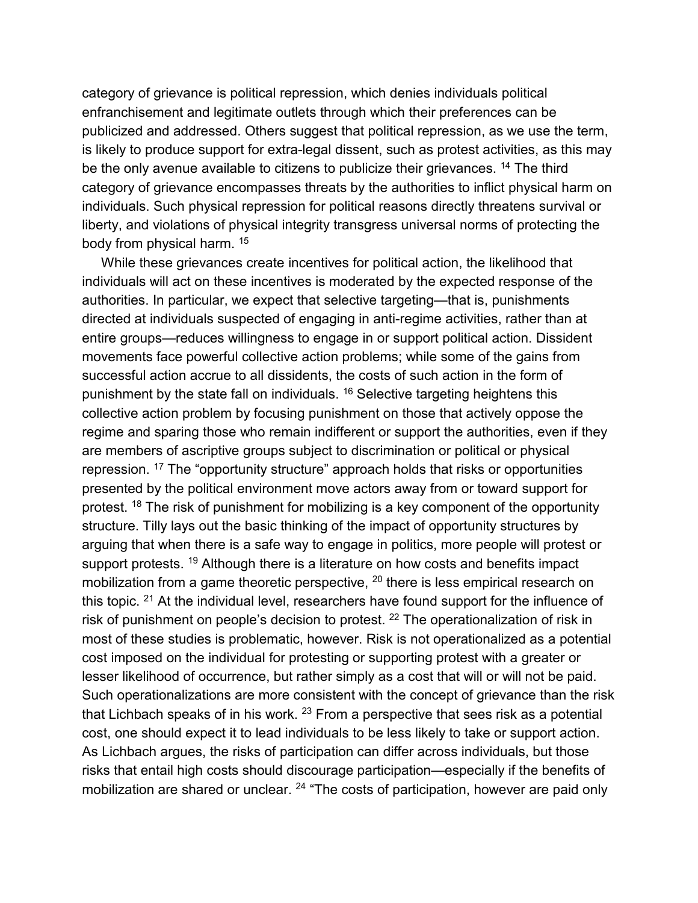category of grievance is political repression, which denies individuals political enfranchisement and legitimate outlets through which their preferences can be publicized and addressed. Others suggest that political repression, as we use the term, is likely to produce support for extra-legal dissent, such as protest activities, as this may be the only avenue available to citizens to publicize their grievances. [14] The third category of grievance encompasses threats by the authorities to inflict physical harm on individuals. Such physical repression for political reasons directly threatens survival or liberty, and violations of physical integrity transgress universal norms of protecting the body from physical harm. [15]

While these grievances create incentives for political action, the likelihood that individuals will act on these incentives is moderated by the expected response of the authorities. In particular, we expect that selective targeting—that is, punishments directed at individuals suspected of engaging in anti-regime activities, rather than at entire groups—reduces willingness to engage in or support political action. Dissident movements face powerful collective action problems; while some of the gains from successful action accrue to all dissidents, the costs of such action in the form of punishment by the state fall on individuals. [16] Selective targeting heightens this collective action problem by focusing punishment on those that actively oppose the regime and sparing those who remain indifferent or support the authorities, even if they are members of ascriptive groups subject to discrimination or political or physical repression. [17] The "opportunity structure" approach holds that risks or opportunities presented by the political environment move actors away from or toward support for protest. [18] The risk of punishment for mobilizing is a key component of the opportunity structure. Tilly lays out the basic thinking of the impact of opportunity structures by arguing that when there is a safe way to engage in politics, more people will protest or support protests. [19] Although there is a literature on how costs and benefits impact mobilization from a game theoretic perspective, [20] there is less empirical research on this topic. [21] At the individual level, researchers have found support for the influence of risk of punishment on people's decision to protest. [22] The operationalization of risk in most of these studies is problematic, however. Risk is not operationalized as a potential cost imposed on the individual for protesting or supporting protest with a greater or lesser likelihood of occurrence, but rather simply as a cost that will or will not be paid. Such operationalizations are more consistent with the concept of grievance than the risk that Lichbach speaks of in his work. [23] From a perspective that sees risk as a potential cost, one should expect it to lead individuals to be less likely to take or support action. As Lichbach argues, the risks of participation can differ across individuals, but those risks that entail high costs should discourage participation—especially if the benefits of mobilization are shared or unclear. [24] "The costs of participation, however are paid only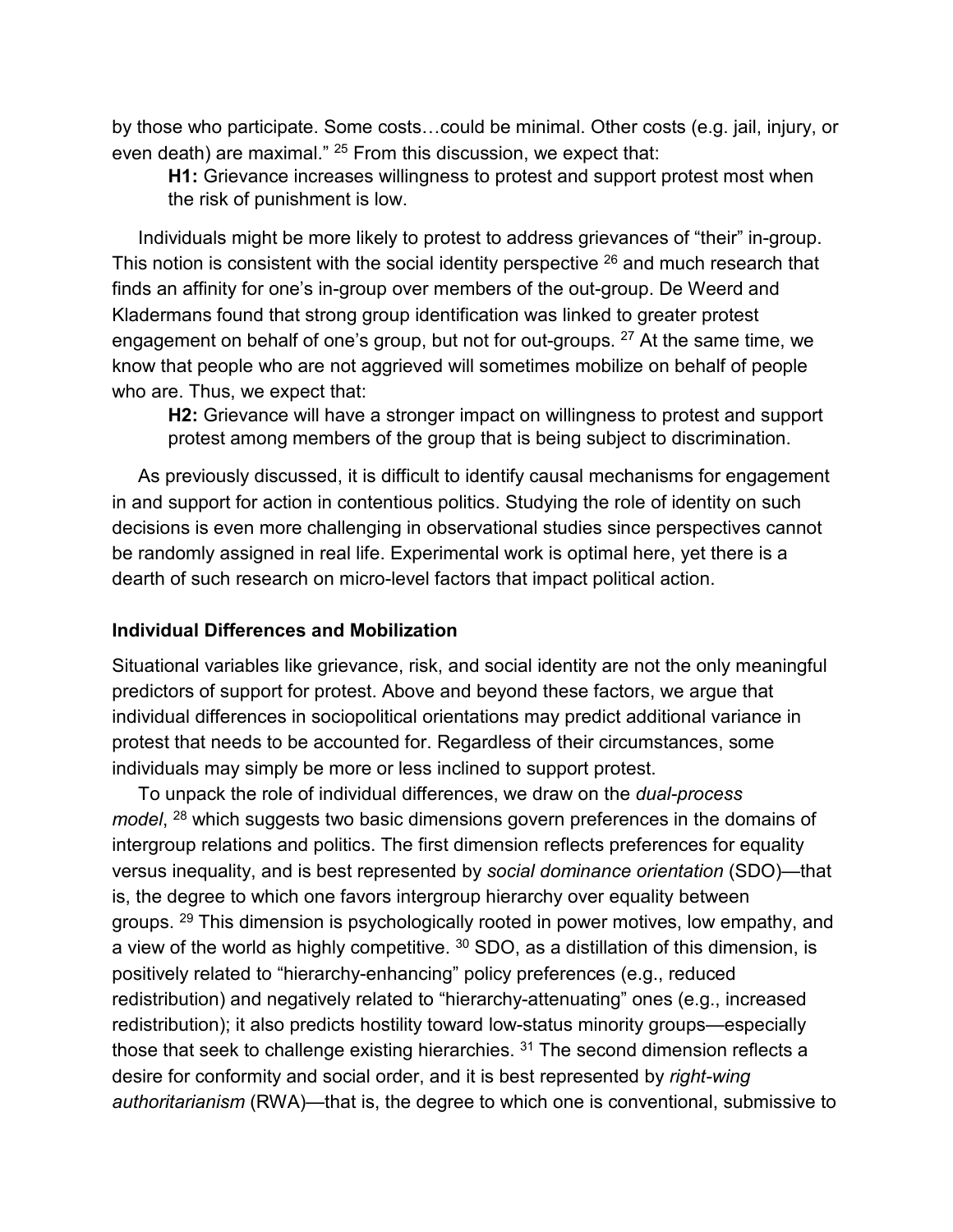by those who participate. Some costs…could be minimal. Other costs (e.g. jail, injury, or even death) are maximal." [25] From this discussion, we expect that:

> **H1:** Grievance increases willingness to protest and support protest most when the risk of punishment is low.

Individuals might be more likely to protest to address grievances of "their" in-group. This notion is consistent with the social identity perspective [26] and much research that finds an affinity for one's in-group over members of the out-group. De Weerd and Kladermans found that strong group identification was linked to greater protest engagement on behalf of one's group, but not for out-groups. [27] At the same time, we know that people who are not aggrieved will sometimes mobilize on behalf of people who are. Thus, we expect that:

> **H2:** Grievance will have a stronger impact on willingness to protest and support protest among members of the group that is being subject to discrimination.

As previously discussed, it is difficult to identify causal mechanisms for engagement in and support for action in contentious politics. Studying the role of identity on such decisions is even more challenging in observational studies since perspectives cannot be randomly assigned in real life. Experimental work is optimal here, yet there is a dearth of such research on micro-level factors that impact political action.

**Individual Differences and Mobilization**

Situational variables like grievance, risk, and social identity are not the only meaningful predictors of support for protest. Above and beyond these factors, we argue that individual differences in sociopolitical orientations may predict additional variance in protest that needs to be accounted for. Regardless of their circumstances, some individuals may simply be more or less inclined to support protest.

To unpack the role of individual differences, we draw on the *dual-process model*, [28] which suggests two basic dimensions govern preferences in the domains of intergroup relations and politics. The first dimension reflects preferences for equality versus inequality, and is best represented by *social dominance orientation* (SDO)—that is, the degree to which one favors intergroup hierarchy over equality between groups. [29] This dimension is psychologically rooted in power motives, low empathy, and a view of the world as highly competitive. [30] SDO, as a distillation of this dimension, is positively related to "hierarchy-enhancing" policy preferences (e.g., reduced redistribution) and negatively related to "hierarchy-attenuating" ones (e.g., increased redistribution); it also predicts hostility toward low-status minority groups—especially those that seek to challenge existing hierarchies. [31] The second dimension reflects a desire for conformity and social order, and it is best represented by *right-wing authoritarianism* (RWA)—that is, the degree to which one is conventional, submissive to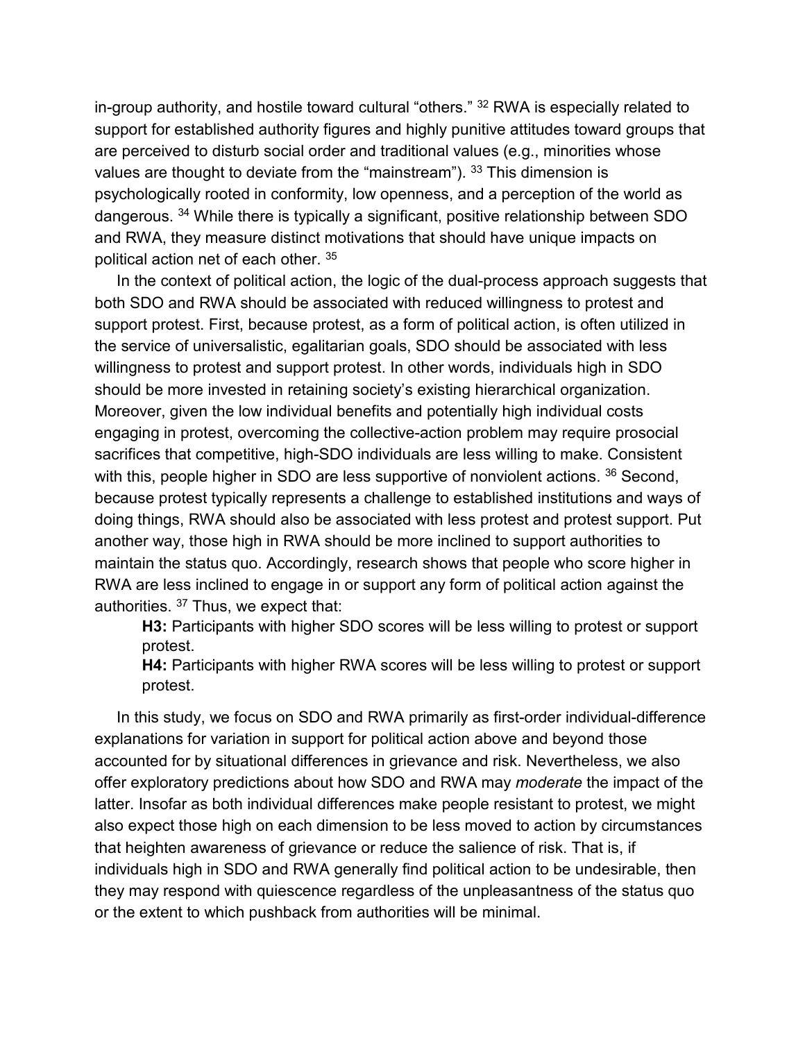in-group authority, and hostile toward cultural "others." [32] RWA is especially related to support for established authority figures and highly punitive attitudes toward groups that are perceived to disturb social order and traditional values (e.g., minorities whose values are thought to deviate from the "mainstream"). [33] This dimension is psychologically rooted in conformity, low openness, and a perception of the world as dangerous. [34] While there is typically a significant, positive relationship between SDO and RWA, they measure distinct motivations that should have unique impacts on political action net of each other. [35]

In the context of political action, the logic of the dual-process approach suggests that both SDO and RWA should be associated with reduced willingness to protest and support protest. First, because protest, as a form of political action, is often utilized in the service of universalistic, egalitarian goals, SDO should be associated with less willingness to protest and support protest. In other words, individuals high in SDO should be more invested in retaining society's existing hierarchical organization. Moreover, given the low individual benefits and potentially high individual costs engaging in protest, overcoming the collective-action problem may require prosocial sacrifices that competitive, high-SDO individuals are less willing to make. Consistent with this, people higher in SDO are less supportive of nonviolent actions. [36] Second, because protest typically represents a challenge to established institutions and ways of doing things, RWA should also be associated with less protest and protest support. Put another way, those high in RWA should be more inclined to support authorities to maintain the status quo. Accordingly, research shows that people who score higher in RWA are less inclined to engage in or support any form of political action against the authorities. [37] Thus, we expect that:

> **H3:** Participants with higher SDO scores will be less willing to protest or support protest.
>
> **H4:** Participants with higher RWA scores will be less willing to protest or support protest.

In this study, we focus on SDO and RWA primarily as first-order individual-difference explanations for variation in support for political action above and beyond those accounted for by situational differences in grievance and risk. Nevertheless, we also offer exploratory predictions about how SDO and RWA may *moderate* the impact of the latter. Insofar as both individual differences make people resistant to protest, we might also expect those high on each dimension to be less moved to action by circumstances that heighten awareness of grievance or reduce the salience of risk. That is, if individuals high in SDO and RWA generally find political action to be undesirable, then they may respond with quiescence regardless of the unpleasantness of the status quo or the extent to which pushback from authorities will be minimal.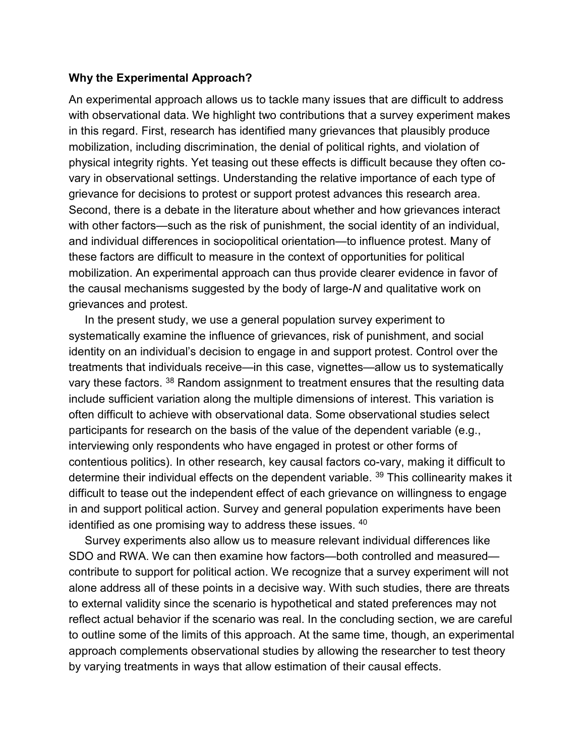**Why the Experimental Approach?**

An experimental approach allows us to tackle many issues that are difficult to address with observational data. We highlight two contributions that a survey experiment makes in this regard. First, research has identified many grievances that plausibly produce mobilization, including discrimination, the denial of political rights, and violation of physical integrity rights. Yet teasing out these effects is difficult because they often co-vary in observational settings. Understanding the relative importance of each type of grievance for decisions to protest or support protest advances this research area. Second, there is a debate in the literature about whether and how grievances interact with other factors—such as the risk of punishment, the social identity of an individual, and individual differences in sociopolitical orientation—to influence protest. Many of these factors are difficult to measure in the context of opportunities for political mobilization. An experimental approach can thus provide clearer evidence in favor of the causal mechanisms suggested by the body of large-*N* and qualitative work on grievances and protest.

In the present study, we use a general population survey experiment to systematically examine the influence of grievances, risk of punishment, and social identity on an individual's decision to engage in and support protest. Control over the treatments that individuals receive—in this case, vignettes—allow us to systematically vary these factors. [38] Random assignment to treatment ensures that the resulting data include sufficient variation along the multiple dimensions of interest. This variation is often difficult to achieve with observational data. Some observational studies select participants for research on the basis of the value of the dependent variable (e.g., interviewing only respondents who have engaged in protest or other forms of contentious politics). In other research, key causal factors co-vary, making it difficult to determine their individual effects on the dependent variable. [39] This collinearity makes it difficult to tease out the independent effect of each grievance on willingness to engage in and support political action. Survey and general population experiments have been identified as one promising way to address these issues. [40]

Survey experiments also allow us to measure relevant individual differences like SDO and RWA. We can then examine how factors—both controlled and measured—contribute to support for political action. We recognize that a survey experiment will not alone address all of these points in a decisive way. With such studies, there are threats to external validity since the scenario is hypothetical and stated preferences may not reflect actual behavior if the scenario was real. In the concluding section, we are careful to outline some of the limits of this approach. At the same time, though, an experimental approach complements observational studies by allowing the researcher to test theory by varying treatments in ways that allow estimation of their causal effects.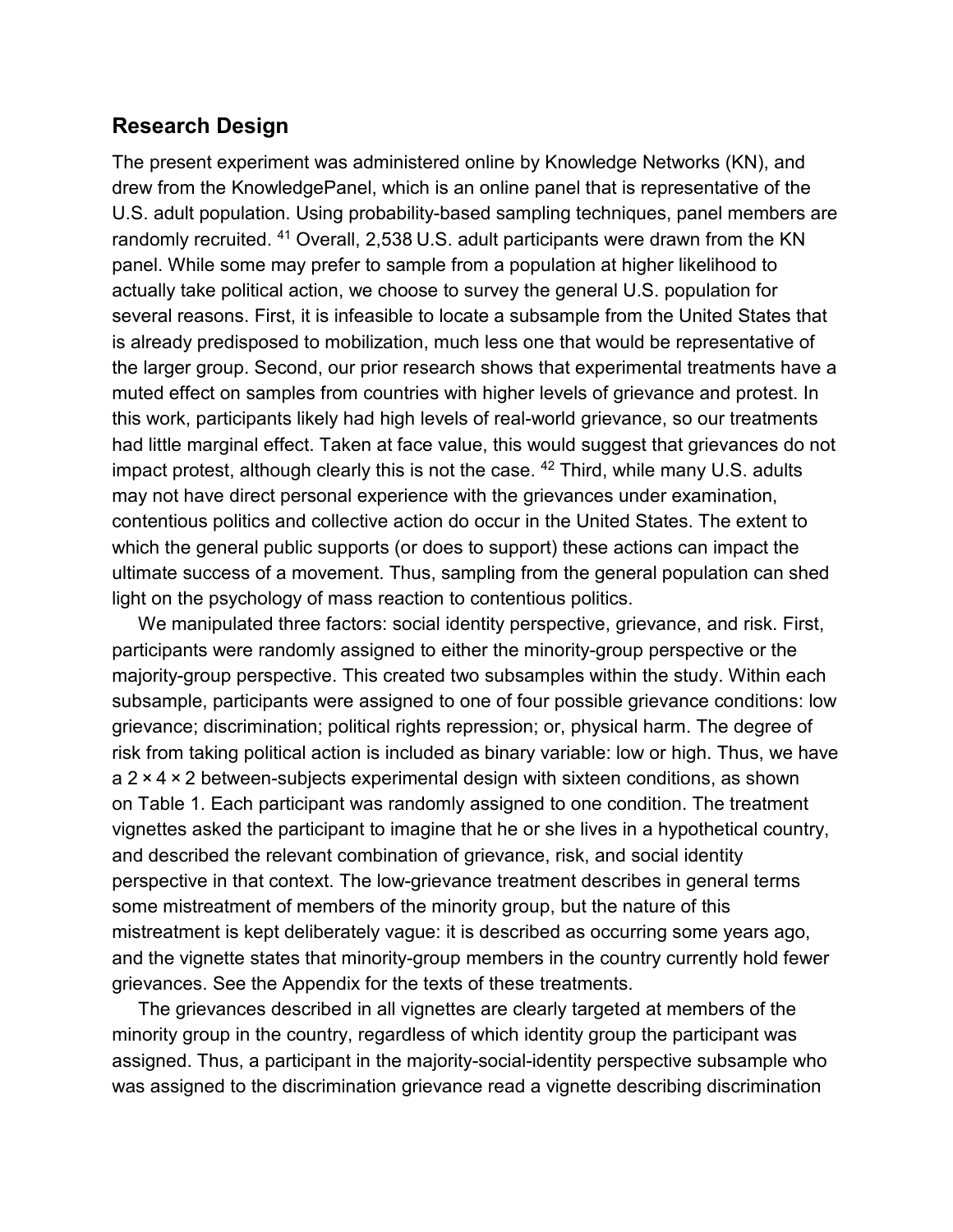## Research Design

The present experiment was administered online by Knowledge Networks (KN), and drew from the KnowledgePanel, which is an online panel that is representative of the U.S. adult population. Using probability-based sampling techniques, panel members are randomly recruited. [41] Overall, 2,538 U.S. adult participants were drawn from the KN panel. While some may prefer to sample from a population at higher likelihood to actually take political action, we choose to survey the general U.S. population for several reasons. First, it is infeasible to locate a subsample from the United States that is already predisposed to mobilization, much less one that would be representative of the larger group. Second, our prior research shows that experimental treatments have a muted effect on samples from countries with higher levels of grievance and protest. In this work, participants likely had high levels of real-world grievance, so our treatments had little marginal effect. Taken at face value, this would suggest that grievances do not impact protest, although clearly this is not the case. [42] Third, while many U.S. adults may not have direct personal experience with the grievances under examination, contentious politics and collective action do occur in the United States. The extent to which the general public supports (or does to support) these actions can impact the ultimate success of a movement. Thus, sampling from the general population can shed light on the psychology of mass reaction to contentious politics.

We manipulated three factors: social identity perspective, grievance, and risk. First, participants were randomly assigned to either the minority-group perspective or the majority-group perspective. This created two subsamples within the study. Within each subsample, participants were assigned to one of four possible grievance conditions: low grievance; discrimination; political rights repression; or, physical harm. The degree of risk from taking political action is included as binary variable: low or high. Thus, we have a 2 × 4 × 2 between-subjects experimental design with sixteen conditions, as shown on Table 1. Each participant was randomly assigned to one condition. The treatment vignettes asked the participant to imagine that he or she lives in a hypothetical country, and described the relevant combination of grievance, risk, and social identity perspective in that context. The low-grievance treatment describes in general terms some mistreatment of members of the minority group, but the nature of this mistreatment is kept deliberately vague: it is described as occurring some years ago, and the vignette states that minority-group members in the country currently hold fewer grievances. See the Appendix for the texts of these treatments.

The grievances described in all vignettes are clearly targeted at members of the minority group in the country, regardless of which identity group the participant was assigned. Thus, a participant in the majority-social-identity perspective subsample who was assigned to the discrimination grievance read a vignette describing discrimination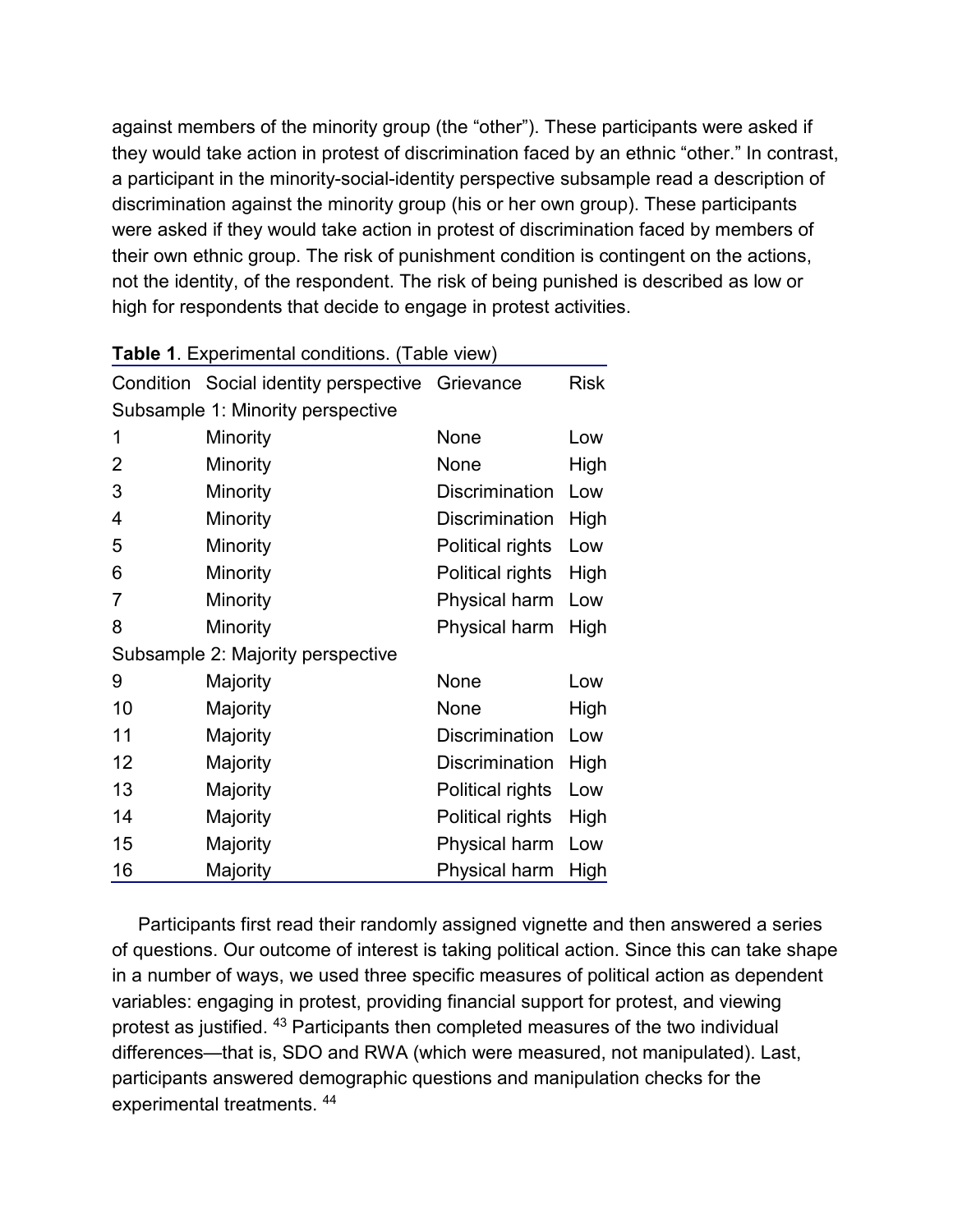against members of the minority group (the "other"). These participants were asked if they would take action in protest of discrimination faced by an ethnic "other." In contrast, a participant in the minority-social-identity perspective subsample read a description of discrimination against the minority group (his or her own group). These participants were asked if they would take action in protest of discrimination faced by members of their own ethnic group. The risk of punishment condition is contingent on the actions, not the identity, of the respondent. The risk of being punished is described as low or high for respondents that decide to engage in protest activities.

**Table 1**. Experimental conditions. (Table view)

| Condition | Social identity perspective | Grievance | Risk |
|---|---|---|---|
| Subsample 1: Minority perspective | | | |
| 1 | Minority | None | Low |
| 2 | Minority | None | High |
| 3 | Minority | Discrimination | Low |
| 4 | Minority | Discrimination | High |
| 5 | Minority | Political rights | Low |
| 6 | Minority | Political rights | High |
| 7 | Minority | Physical harm | Low |
| 8 | Minority | Physical harm | High |
| Subsample 2: Majority perspective | | | |
| 9 | Majority | None | Low |
| 10 | Majority | None | High |
| 11 | Majority | Discrimination | Low |
| 12 | Majority | Discrimination | High |
| 13 | Majority | Political rights | Low |
| 14 | Majority | Political rights | High |
| 15 | Majority | Physical harm | Low |
| 16 | Majority | Physical harm | High |

Participants first read their randomly assigned vignette and then answered a series of questions. Our outcome of interest is taking political action. Since this can take shape in a number of ways, we used three specific measures of political action as dependent variables: engaging in protest, providing financial support for protest, and viewing protest as justified. [43] Participants then completed measures of the two individual differences—that is, SDO and RWA (which were measured, not manipulated). Last, participants answered demographic questions and manipulation checks for the experimental treatments. [44]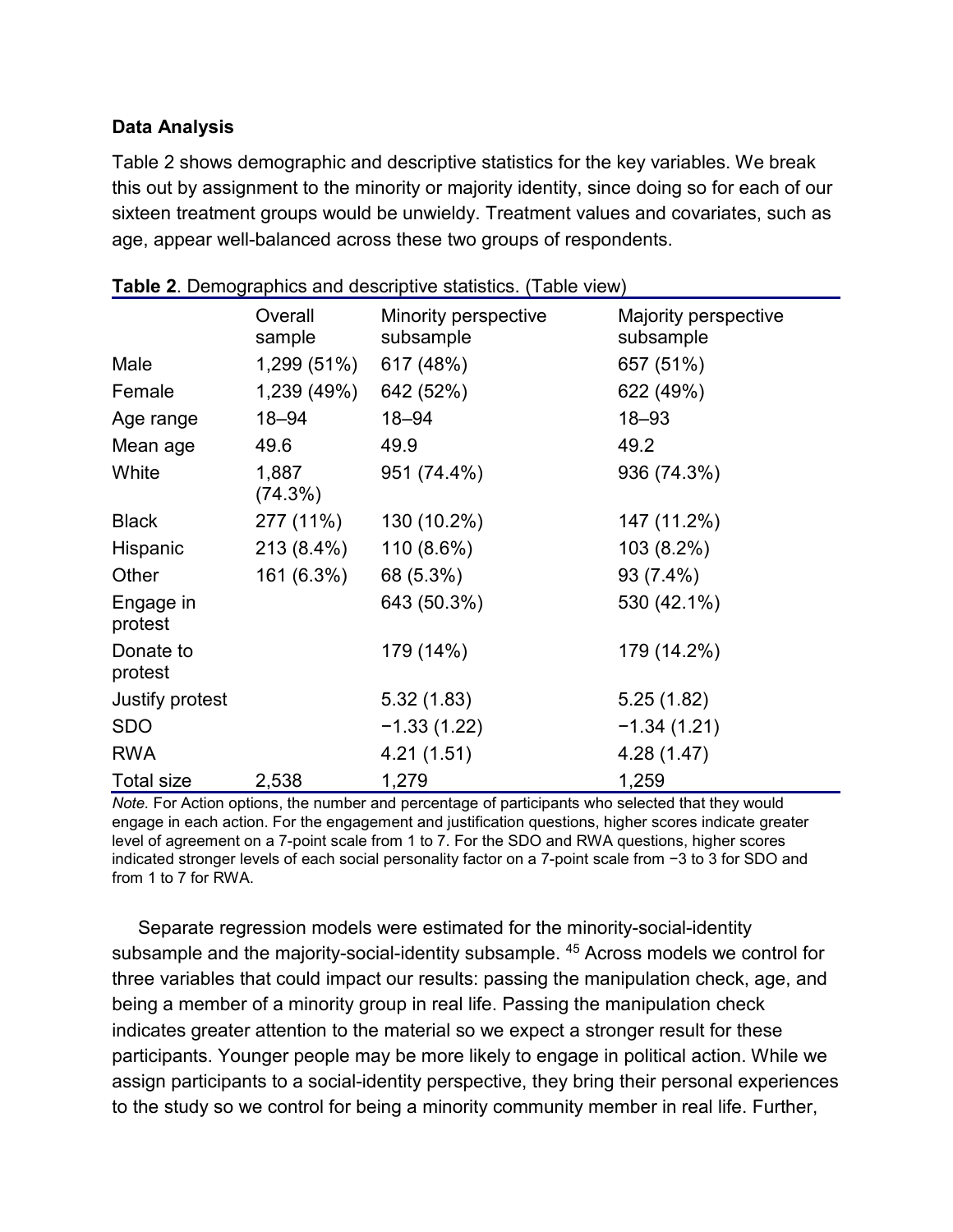**Data Analysis**

Table 2 shows demographic and descriptive statistics for the key variables. We break this out by assignment to the minority or majority identity, since doing so for each of our sixteen treatment groups would be unwieldy. Treatment values and covariates, such as age, appear well-balanced across these two groups of respondents.

**Table 2**. Demographics and descriptive statistics. (Table view)

| | Overall sample | Minority perspective subsample | Majority perspective subsample |
|---|---|---|---|
| Male | 1,299 (51%) | 617 (48%) | 657 (51%) |
| Female | 1,239 (49%) | 642 (52%) | 622 (49%) |
| Age range | 18–94 | 18–94 | 18–93 |
| Mean age | 49.6 | 49.9 | 49.2 |
| White | 1,887 (74.3%) | 951 (74.4%) | 936 (74.3%) |
| Black | 277 (11%) | 130 (10.2%) | 147 (11.2%) |
| Hispanic | 213 (8.4%) | 110 (8.6%) | 103 (8.2%) |
| Other | 161 (6.3%) | 68 (5.3%) | 93 (7.4%) |
| Engage in protest | | 643 (50.3%) | 530 (42.1%) |
| Donate to protest | | 179 (14%) | 179 (14.2%) |
| Justify protest | | 5.32 (1.83) | 5.25 (1.82) |
| SDO | | −1.33 (1.22) | −1.34 (1.21) |
| RWA | | 4.21 (1.51) | 4.28 (1.47) |
| Total size | 2,538 | 1,279 | 1,259 |

*Note.* For Action options, the number and percentage of participants who selected that they would engage in each action. For the engagement and justification questions, higher scores indicate greater level of agreement on a 7-point scale from 1 to 7. For the SDO and RWA questions, higher scores indicated stronger levels of each social personality factor on a 7-point scale from −3 to 3 for SDO and from 1 to 7 for RWA.

Separate regression models were estimated for the minority-social-identity subsample and the majority-social-identity subsample. [45] Across models we control for three variables that could impact our results: passing the manipulation check, age, and being a member of a minority group in real life. Passing the manipulation check indicates greater attention to the material so we expect a stronger result for these participants. Younger people may be more likely to engage in political action. While we assign participants to a social-identity perspective, they bring their personal experiences to the study so we control for being a minority community member in real life. Further,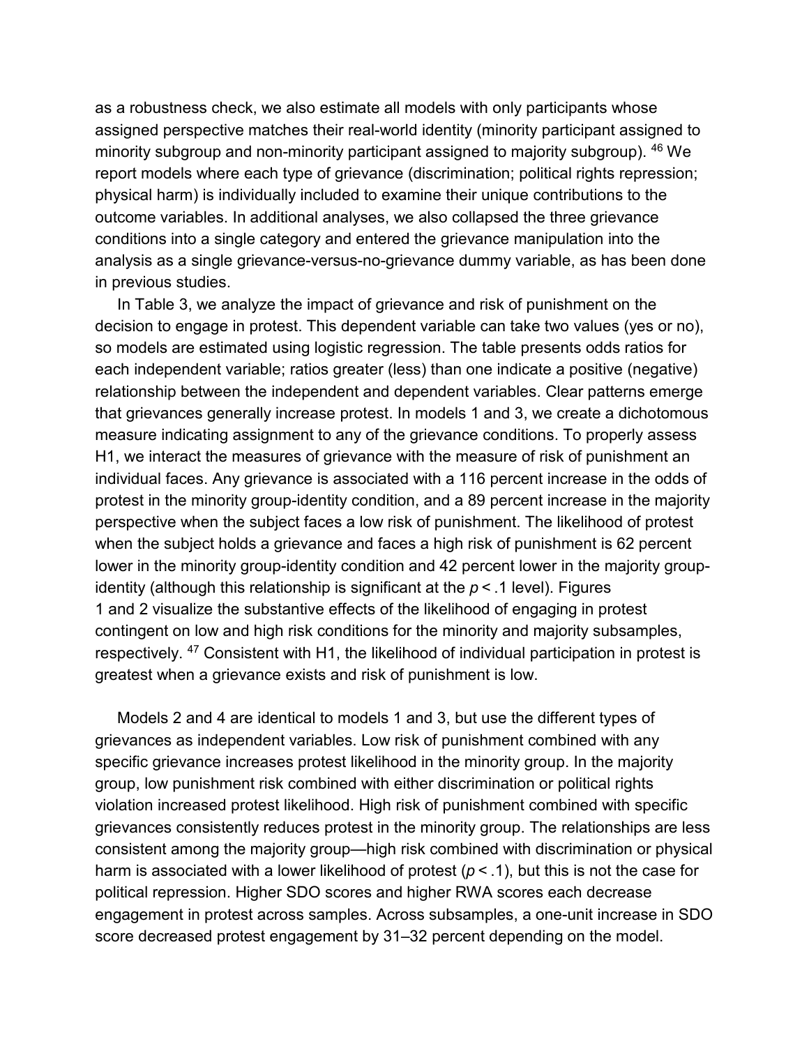as a robustness check, we also estimate all models with only participants whose assigned perspective matches their real-world identity (minority participant assigned to minority subgroup and non-minority participant assigned to majority subgroup). [46] We report models where each type of grievance (discrimination; political rights repression; physical harm) is individually included to examine their unique contributions to the outcome variables. In additional analyses, we also collapsed the three grievance conditions into a single category and entered the grievance manipulation into the analysis as a single grievance-versus-no-grievance dummy variable, as has been done in previous studies.

In Table 3, we analyze the impact of grievance and risk of punishment on the decision to engage in protest. This dependent variable can take two values (yes or no), so models are estimated using logistic regression. The table presents odds ratios for each independent variable; ratios greater (less) than one indicate a positive (negative) relationship between the independent and dependent variables. Clear patterns emerge that grievances generally increase protest. In models 1 and 3, we create a dichotomous measure indicating assignment to any of the grievance conditions. To properly assess H1, we interact the measures of grievance with the measure of risk of punishment an individual faces. Any grievance is associated with a 116 percent increase in the odds of protest in the minority group-identity condition, and a 89 percent increase in the majority perspective when the subject faces a low risk of punishment. The likelihood of protest when the subject holds a grievance and faces a high risk of punishment is 62 percent lower in the minority group-identity condition and 42 percent lower in the majority group-identity (although this relationship is significant at the $p < .1$ level). Figures 1 and 2 visualize the substantive effects of the likelihood of engaging in protest contingent on low and high risk conditions for the minority and majority subsamples, respectively. [47] Consistent with H1, the likelihood of individual participation in protest is greatest when a grievance exists and risk of punishment is low.

Models 2 and 4 are identical to models 1 and 3, but use the different types of grievances as independent variables. Low risk of punishment combined with any specific grievance increases protest likelihood in the minority group. In the majority group, low punishment risk combined with either discrimination or political rights violation increased protest likelihood. High risk of punishment combined with specific grievances consistently reduces protest in the minority group. The relationships are less consistent among the majority group—high risk combined with discrimination or physical harm is associated with a lower likelihood of protest ($p < .1$), but this is not the case for political repression. Higher SDO scores and higher RWA scores each decrease engagement in protest across samples. Across subsamples, a one-unit increase in SDO score decreased protest engagement by 31–32 percent depending on the model.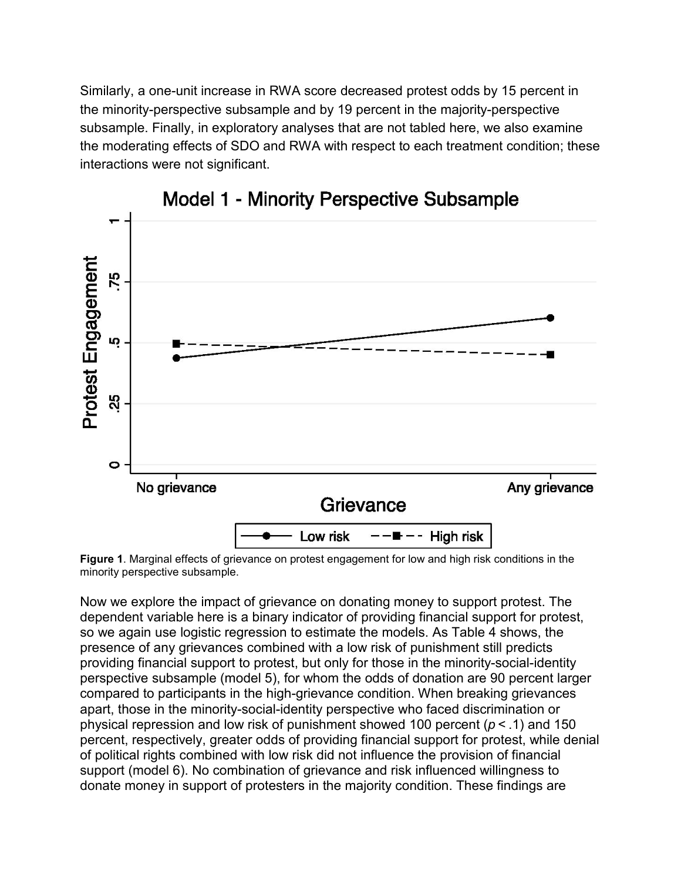Similarly, a one-unit increase in RWA score decreased protest odds by 15 percent in the minority-perspective subsample and by 19 percent in the majority-perspective subsample. Finally, in exploratory analyses that are not tabled here, we also examine the moderating effects of SDO and RWA with respect to each treatment condition; these interactions were not significant.

**Figure 1**. Marginal effects of grievance on protest engagement for low and high risk conditions in the minority perspective subsample.

Now we explore the impact of grievance on donating money to support protest. The dependent variable here is a binary indicator of providing financial support for protest, so we again use logistic regression to estimate the models. As Table 4 shows, the presence of any grievances combined with a low risk of punishment still predicts providing financial support to protest, but only for those in the minority-social-identity perspective subsample (model 5), for whom the odds of donation are 90 percent larger compared to participants in the high-grievance condition. When breaking grievances apart, those in the minority-social-identity perspective who faced discrimination or physical repression and low risk of punishment showed 100 percent ($p < .1$) and 150 percent, respectively, greater odds of providing financial support for protest, while denial of political rights combined with low risk did not influence the provision of financial support (model 6). No combination of grievance and risk influenced willingness to donate money in support of protesters in the majority condition. These findings are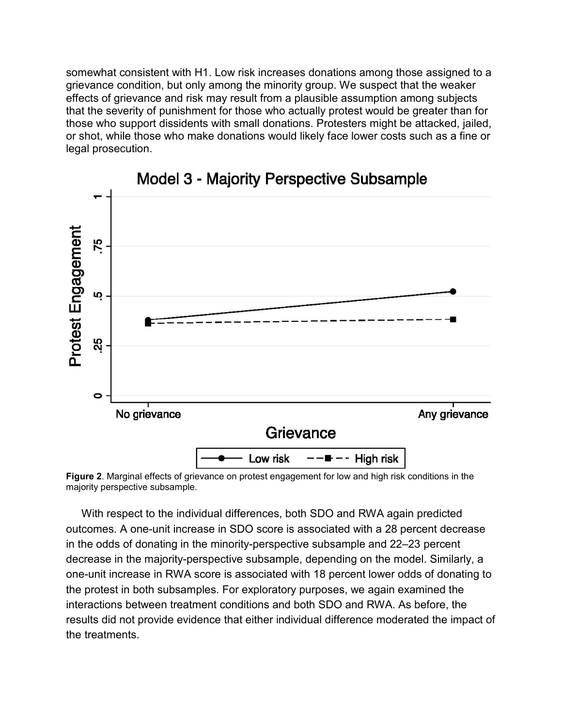somewhat consistent with H1. Low risk increases donations among those assigned to a grievance condition, but only among the minority group. We suspect that the weaker effects of grievance and risk may result from a plausible assumption among subjects that the severity of punishment for those who actually protest would be greater than for those who support dissidents with small donations. Protesters might be attacked, jailed, or shot, while those who make donations would likely face lower costs such as a fine or legal prosecution.

**Figure 2**. Marginal effects of grievance on protest engagement for low and high risk conditions in the majority perspective subsample.

With respect to the individual differences, both SDO and RWA again predicted outcomes. A one-unit increase in SDO score is associated with a 28 percent decrease in the odds of donating in the minority-perspective subsample and 22–23 percent decrease in the majority-perspective subsample, depending on the model. Similarly, a one-unit increase in RWA score is associated with 18 percent lower odds of donating to the protest in both subsamples. For exploratory purposes, we again examined the interactions between treatment conditions and both SDO and RWA. As before, the results did not provide evidence that either individual difference moderated the impact of the treatments.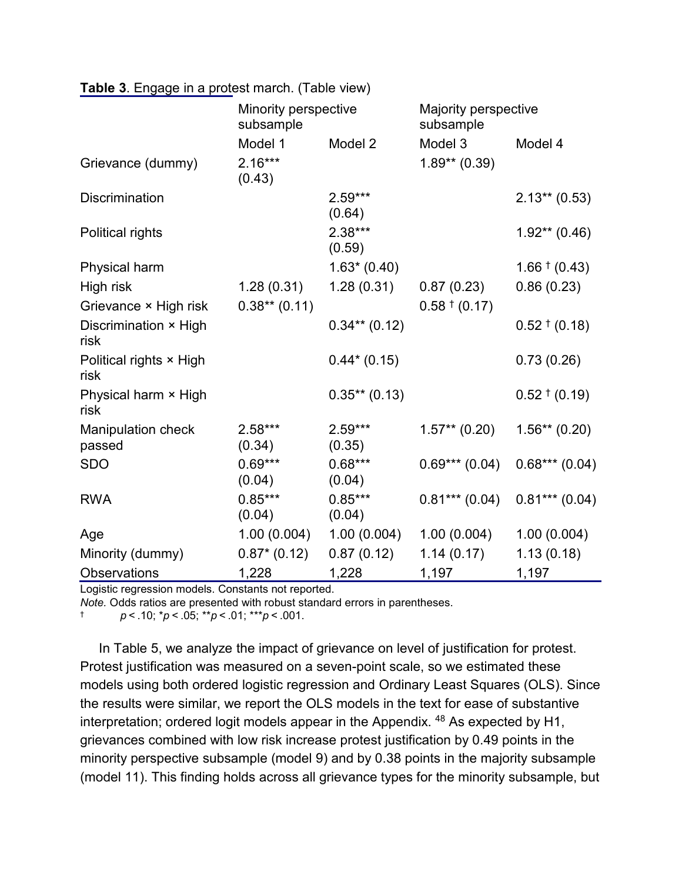**Table 3**. Engage in a protest march. (Table view)

| | Minority perspective subsample | | Majority perspective subsample | |
|---|---|---|---|---|
| | Model 1 | Model 2 | Model 3 | Model 4 |
| Grievance (dummy) | 2.16*** (0.43) | | 1.89** (0.39) | |
| Discrimination | | 2.59*** (0.64) | | 2.13** (0.53) |
| Political rights | | 2.38*** (0.59) | | 1.92** (0.46) |
| Physical harm | | 1.63* (0.40) | | 1.66 † (0.43) |
| High risk | 1.28 (0.31) | 1.28 (0.31) | 0.87 (0.23) | 0.86 (0.23) |
| Grievance × High risk | 0.38** (0.11) | | 0.58 † (0.17) | |
| Discrimination × High risk | | 0.34** (0.12) | | 0.52 † (0.18) |
| Political rights × High risk | | 0.44* (0.15) | | 0.73 (0.26) |
| Physical harm × High risk | | 0.35** (0.13) | | 0.52 † (0.19) |
| Manipulation check passed | 2.58*** (0.34) | 2.59*** (0.35) | 1.57** (0.20) | 1.56** (0.20) |
| SDO | 0.69*** (0.04) | 0.68*** (0.04) | 0.69*** (0.04) | 0.68*** (0.04) |
| RWA | 0.85*** (0.04) | 0.85*** (0.04) | 0.81*** (0.04) | 0.81*** (0.04) |
| Age | 1.00 (0.004) | 1.00 (0.004) | 1.00 (0.004) | 1.00 (0.004) |
| Minority (dummy) | 0.87* (0.12) | 0.87 (0.12) | 1.14 (0.17) | 1.13 (0.18) |
| Observations | 1,228 | 1,228 | 1,197 | 1,197 |

Logistic regression models. Constants not reported.

*Note.* Odds ratios are presented with robust standard errors in parentheses.

† $p < .10$; * $p < .05$; ** $p < .01$; *** $p < .001$.

In Table 5, we analyze the impact of grievance on level of justification for protest. Protest justification was measured on a seven-point scale, so we estimated these models using both ordered logistic regression and Ordinary Least Squares (OLS). Since the results were similar, we report the OLS models in the text for ease of substantive interpretation; ordered logit models appear in the Appendix. [48] As expected by H1, grievances combined with low risk increase protest justification by 0.49 points in the minority perspective subsample (model 9) and by 0.38 points in the majority subsample (model 11). This finding holds across all grievance types for the minority subsample, but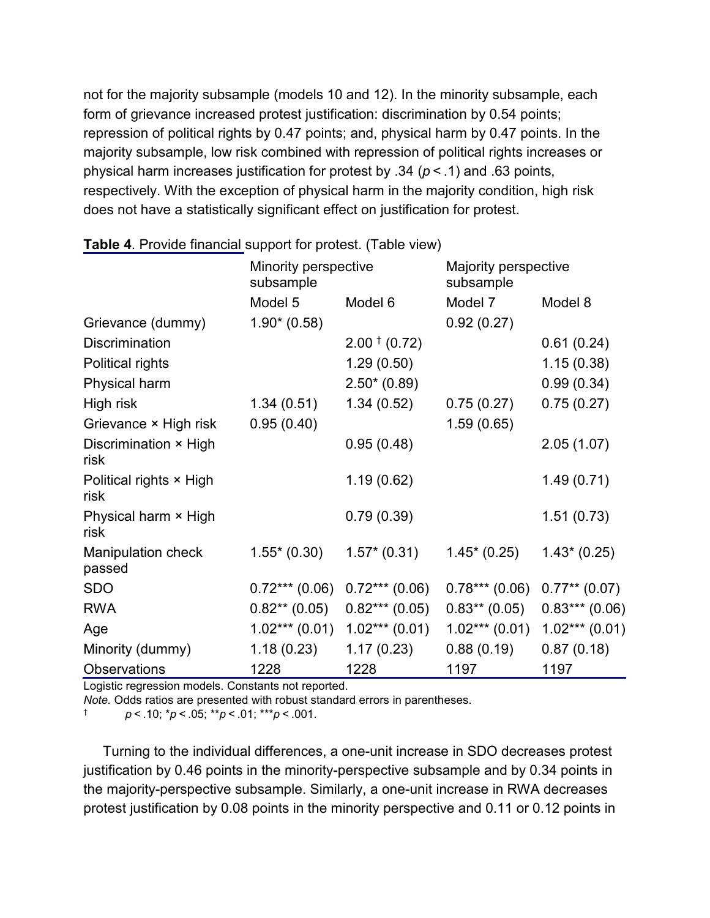not for the majority subsample (models 10 and 12). In the minority subsample, each form of grievance increased protest justification: discrimination by 0.54 points; repression of political rights by 0.47 points; and, physical harm by 0.47 points. In the majority subsample, low risk combined with repression of political rights increases or physical harm increases justification for protest by .34 ($p < .1$) and .63 points, respectively. With the exception of physical harm in the majority condition, high risk does not have a statistically significant effect on justification for protest.

**Table 4**. Provide financial support for protest. (Table view)

| | Minority perspective subsample | | Majority perspective subsample | |
|---|---|---|---|---|
| | Model 5 | Model 6 | Model 7 | Model 8 |
| Grievance (dummy) | 1.90* (0.58) | | 0.92 (0.27) | |
| Discrimination | | 2.00 † (0.72) | | 0.61 (0.24) |
| Political rights | | 1.29 (0.50) | | 1.15 (0.38) |
| Physical harm | | 2.50* (0.89) | | 0.99 (0.34) |
| High risk | 1.34 (0.51) | 1.34 (0.52) | 0.75 (0.27) | 0.75 (0.27) |
| Grievance × High risk | 0.95 (0.40) | | 1.59 (0.65) | |
| Discrimination × High risk | | 0.95 (0.48) | | 2.05 (1.07) |
| Political rights × High risk | | 1.19 (0.62) | | 1.49 (0.71) |
| Physical harm × High risk | | 0.79 (0.39) | | 1.51 (0.73) |
| Manipulation check passed | 1.55* (0.30) | 1.57* (0.31) | 1.45* (0.25) | 1.43* (0.25) |
| SDO | 0.72*** (0.06) | 0.72*** (0.06) | 0.78*** (0.06) | 0.77** (0.07) |
| RWA | 0.82** (0.05) | 0.82*** (0.05) | 0.83** (0.05) | 0.83*** (0.06) |
| Age | 1.02*** (0.01) | 1.02*** (0.01) | 1.02*** (0.01) | 1.02*** (0.01) |
| Minority (dummy) | 1.18 (0.23) | 1.17 (0.23) | 0.88 (0.19) | 0.87 (0.18) |
| Observations | 1228 | 1228 | 1197 | 1197 |

Logistic regression models. Constants not reported.

*Note.* Odds ratios are presented with robust standard errors in parentheses.

† $p < .10$; \*$p < .05$; \*\*$p < .01$; \*\*\*$p < .001$.

Turning to the individual differences, a one-unit increase in SDO decreases protest justification by 0.46 points in the minority-perspective subsample and by 0.34 points in the majority-perspective subsample. Similarly, a one-unit increase in RWA decreases protest justification by 0.08 points in the minority perspective and 0.11 or 0.12 points in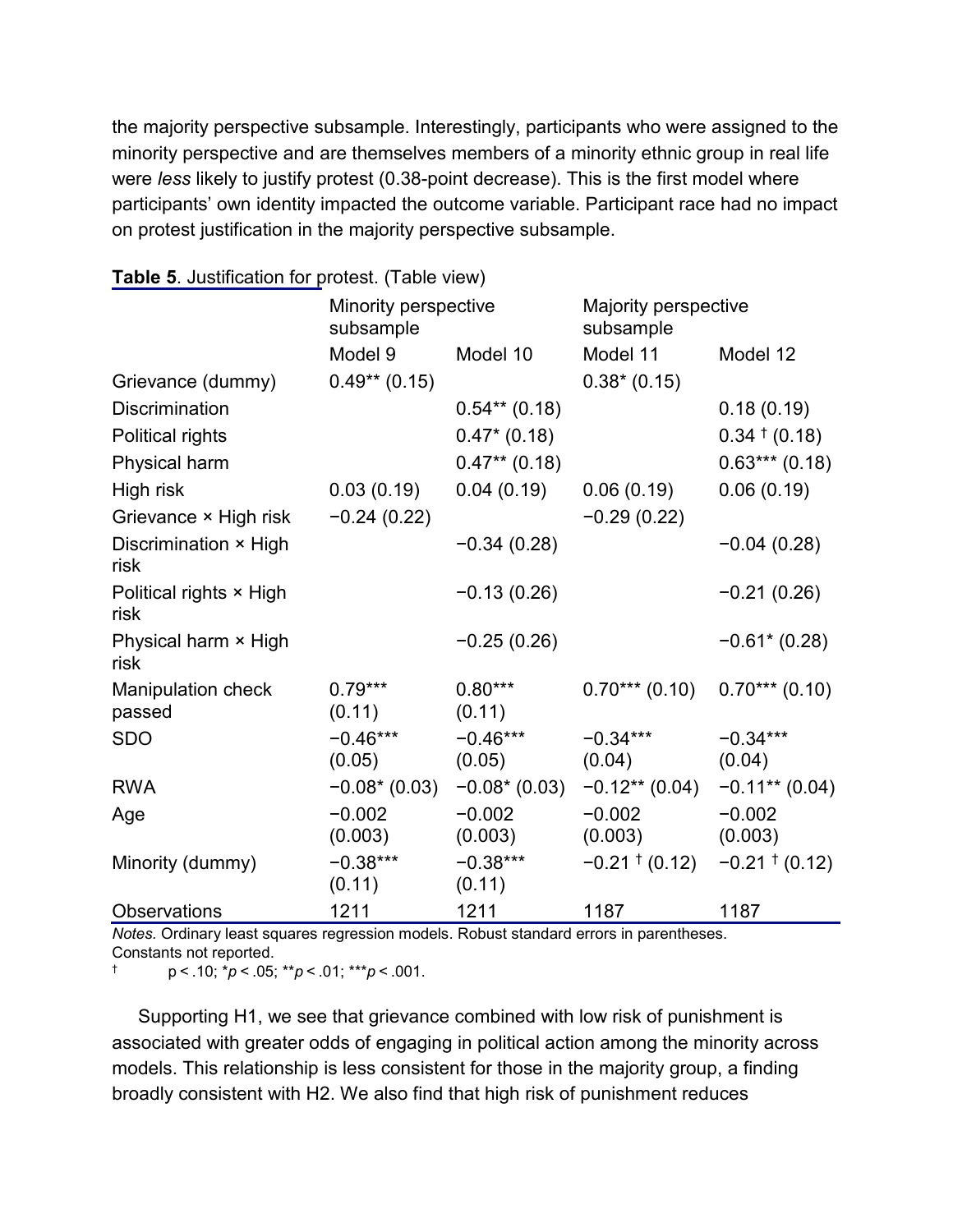the majority perspective subsample. Interestingly, participants who were assigned to the minority perspective and are themselves members of a minority ethnic group in real life were *less* likely to justify protest (0.38-point decrease). This is the first model where participants' own identity impacted the outcome variable. Participant race had no impact on protest justification in the majority perspective subsample.

**Table 5**. Justification for protest. (Table view)

| | Minority perspective subsample | | Majority perspective subsample | |
|---|---|---|---|---|
| | Model 9 | Model 10 | Model 11 | Model 12 |
| Grievance (dummy) | 0.49** (0.15) | | 0.38* (0.15) | |
| Discrimination | | 0.54** (0.18) | | 0.18 (0.19) |
| Political rights | | 0.47* (0.18) | | 0.34 † (0.18) |
| Physical harm | | 0.47** (0.18) | | 0.63*** (0.18) |
| High risk | 0.03 (0.19) | 0.04 (0.19) | 0.06 (0.19) | 0.06 (0.19) |
| Grievance × High risk | −0.24 (0.22) | | −0.29 (0.22) | |
| Discrimination × High risk | | −0.34 (0.28) | | −0.04 (0.28) |
| Political rights × High risk | | −0.13 (0.26) | | −0.21 (0.26) |
| Physical harm × High risk | | −0.25 (0.26) | | −0.61* (0.28) |
| Manipulation check passed | 0.79*** (0.11) | 0.80*** (0.11) | 0.70*** (0.10) | 0.70*** (0.10) |
| SDO | −0.46*** (0.05) | −0.46*** (0.05) | −0.34*** (0.04) | −0.34*** (0.04) |
| RWA | −0.08* (0.03) | −0.08* (0.03) | −0.12** (0.04) | −0.11** (0.04) |
| Age | −0.002 (0.003) | −0.002 (0.003) | −0.002 (0.003) | −0.002 (0.003) |
| Minority (dummy) | −0.38*** (0.11) | −0.38*** (0.11) | −0.21 † (0.12) | −0.21 † (0.12) |
| Observations | 1211 | 1211 | 1187 | 1187 |

*Notes.* Ordinary least squares regression models. Robust standard errors in parentheses. Constants not reported.

† $p < .10$; *$p < .05$; **$p < .01$; ***$p < .001$.

Supporting H1, we see that grievance combined with low risk of punishment is associated with greater odds of engaging in political action among the minority across models. This relationship is less consistent for those in the majority group, a finding broadly consistent with H2. We also find that high risk of punishment reduces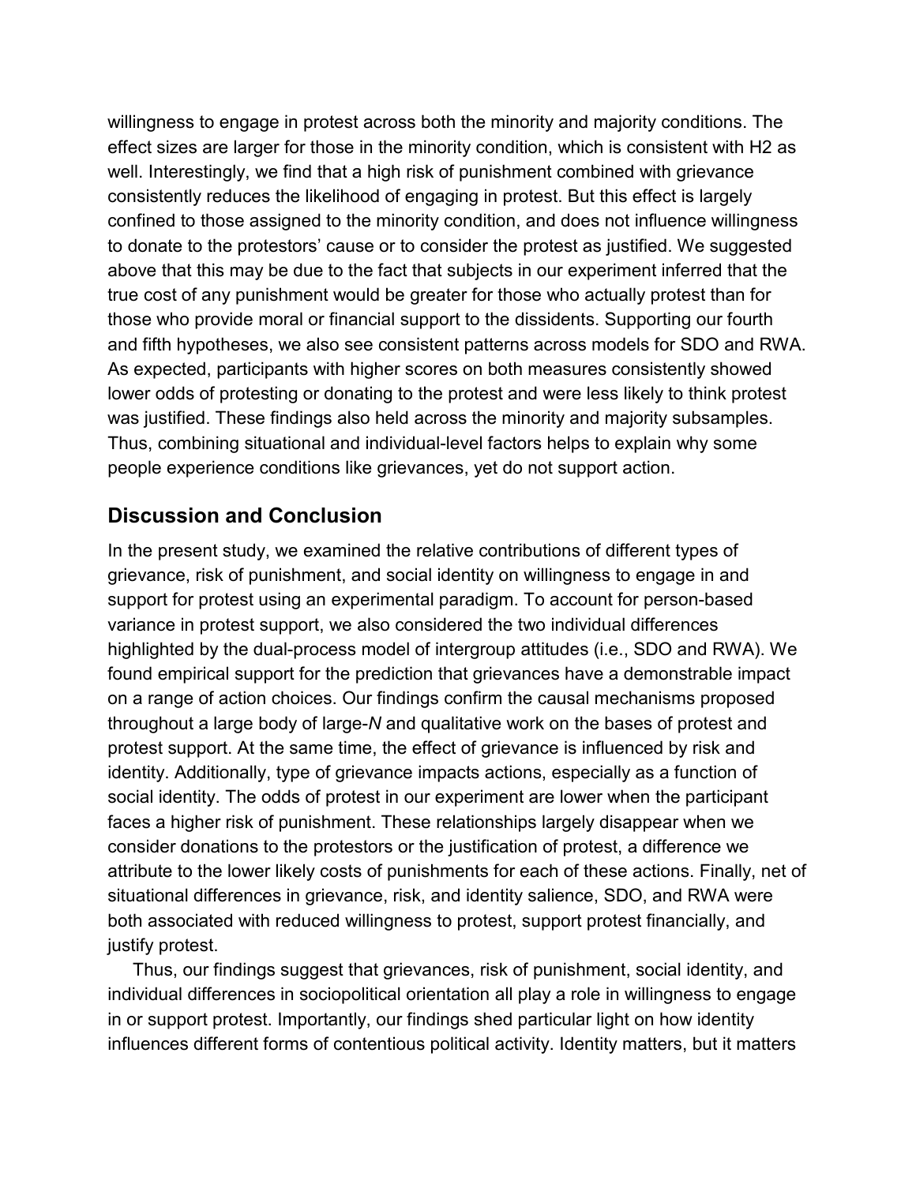willingness to engage in protest across both the minority and majority conditions. The effect sizes are larger for those in the minority condition, which is consistent with H2 as well. Interestingly, we find that a high risk of punishment combined with grievance consistently reduces the likelihood of engaging in protest. But this effect is largely confined to those assigned to the minority condition, and does not influence willingness to donate to the protestors' cause or to consider the protest as justified. We suggested above that this may be due to the fact that subjects in our experiment inferred that the true cost of any punishment would be greater for those who actually protest than for those who provide moral or financial support to the dissidents. Supporting our fourth and fifth hypotheses, we also see consistent patterns across models for SDO and RWA. As expected, participants with higher scores on both measures consistently showed lower odds of protesting or donating to the protest and were less likely to think protest was justified. These findings also held across the minority and majority subsamples. Thus, combining situational and individual-level factors helps to explain why some people experience conditions like grievances, yet do not support action.

## Discussion and Conclusion

In the present study, we examined the relative contributions of different types of grievance, risk of punishment, and social identity on willingness to engage in and support for protest using an experimental paradigm. To account for person-based variance in protest support, we also considered the two individual differences highlighted by the dual-process model of intergroup attitudes (i.e., SDO and RWA). We found empirical support for the prediction that grievances have a demonstrable impact on a range of action choices. Our findings confirm the causal mechanisms proposed throughout a large body of large-*N* and qualitative work on the bases of protest and protest support. At the same time, the effect of grievance is influenced by risk and identity. Additionally, type of grievance impacts actions, especially as a function of social identity. The odds of protest in our experiment are lower when the participant faces a higher risk of punishment. These relationships largely disappear when we consider donations to the protestors or the justification of protest, a difference we attribute to the lower likely costs of punishments for each of these actions. Finally, net of situational differences in grievance, risk, and identity salience, SDO, and RWA were both associated with reduced willingness to protest, support protest financially, and justify protest.

Thus, our findings suggest that grievances, risk of punishment, social identity, and individual differences in sociopolitical orientation all play a role in willingness to engage in or support protest. Importantly, our findings shed particular light on how identity influences different forms of contentious political activity. Identity matters, but it matters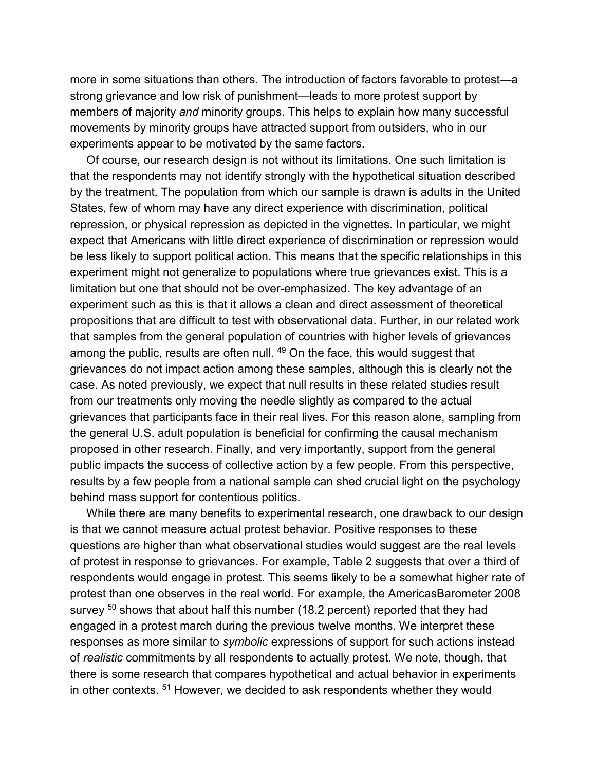more in some situations than others. The introduction of factors favorable to protest—a strong grievance and low risk of punishment—leads to more protest support by members of majority *and* minority groups. This helps to explain how many successful movements by minority groups have attracted support from outsiders, who in our experiments appear to be motivated by the same factors.

Of course, our research design is not without its limitations. One such limitation is that the respondents may not identify strongly with the hypothetical situation described by the treatment. The population from which our sample is drawn is adults in the United States, few of whom may have any direct experience with discrimination, political repression, or physical repression as depicted in the vignettes. In particular, we might expect that Americans with little direct experience of discrimination or repression would be less likely to support political action. This means that the specific relationships in this experiment might not generalize to populations where true grievances exist. This is a limitation but one that should not be over-emphasized. The key advantage of an experiment such as this is that it allows a clean and direct assessment of theoretical propositions that are difficult to test with observational data. Further, in our related work that samples from the general population of countries with higher levels of grievances among the public, results are often null. [49] On the face, this would suggest that grievances do not impact action among these samples, although this is clearly not the case. As noted previously, we expect that null results in these related studies result from our treatments only moving the needle slightly as compared to the actual grievances that participants face in their real lives. For this reason alone, sampling from the general U.S. adult population is beneficial for confirming the causal mechanism proposed in other research. Finally, and very importantly, support from the general public impacts the success of collective action by a few people. From this perspective, results by a few people from a national sample can shed crucial light on the psychology behind mass support for contentious politics.

While there are many benefits to experimental research, one drawback to our design is that we cannot measure actual protest behavior. Positive responses to these questions are higher than what observational studies would suggest are the real levels of protest in response to grievances. For example, Table 2 suggests that over a third of respondents would engage in protest. This seems likely to be a somewhat higher rate of protest than one observes in the real world. For example, the AmericasBarometer 2008 survey [50] shows that about half this number (18.2 percent) reported that they had engaged in a protest march during the previous twelve months. We interpret these responses as more similar to *symbolic* expressions of support for such actions instead of *realistic* commitments by all respondents to actually protest. We note, though, that there is some research that compares hypothetical and actual behavior in experiments in other contexts. [51] However, we decided to ask respondents whether they would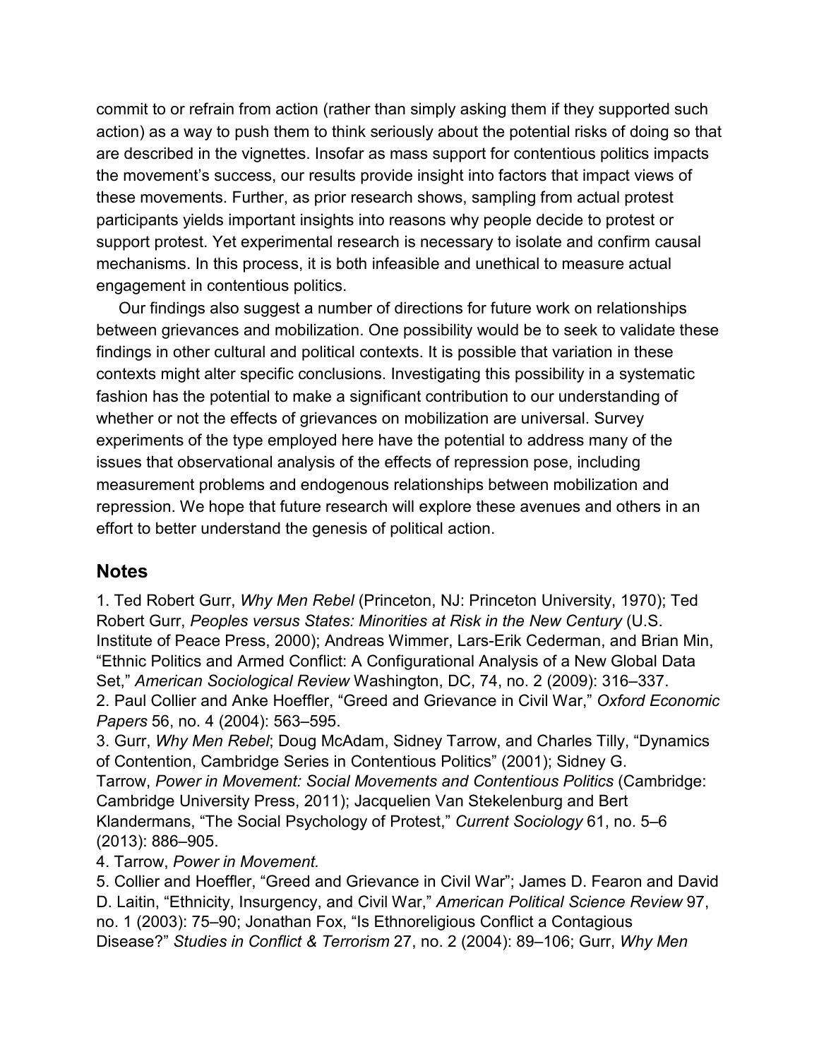commit to or refrain from action (rather than simply asking them if they supported such action) as a way to push them to think seriously about the potential risks of doing so that are described in the vignettes. Insofar as mass support for contentious politics impacts the movement's success, our results provide insight into factors that impact views of these movements. Further, as prior research shows, sampling from actual protest participants yields important insights into reasons why people decide to protest or support protest. Yet experimental research is necessary to isolate and confirm causal mechanisms. In this process, it is both infeasible and unethical to measure actual engagement in contentious politics.

Our findings also suggest a number of directions for future work on relationships between grievances and mobilization. One possibility would be to seek to validate these findings in other cultural and political contexts. It is possible that variation in these contexts might alter specific conclusions. Investigating this possibility in a systematic fashion has the potential to make a significant contribution to our understanding of whether or not the effects of grievances on mobilization are universal. Survey experiments of the type employed here have the potential to address many of the issues that observational analysis of the effects of repression pose, including measurement problems and endogenous relationships between mobilization and repression. We hope that future research will explore these avenues and others in an effort to better understand the genesis of political action.

## Notes

1. Ted Robert Gurr, *Why Men Rebel* (Princeton, NJ: Princeton University, 1970); Ted Robert Gurr, *Peoples versus States: Minorities at Risk in the New Century* (U.S. Institute of Peace Press, 2000); Andreas Wimmer, Lars-Erik Cederman, and Brian Min, "Ethnic Politics and Armed Conflict: A Configurational Analysis of a New Global Data Set," *American Sociological Review* Washington, DC, 74, no. 2 (2009): 316–337.
2. Paul Collier and Anke Hoeffler, "Greed and Grievance in Civil War," *Oxford Economic Papers* 56, no. 4 (2004): 563–595.
3. Gurr, *Why Men Rebel*; Doug McAdam, Sidney Tarrow, and Charles Tilly, "Dynamics of Contention, Cambridge Series in Contentious Politics" (2001); Sidney G. Tarrow, *Power in Movement: Social Movements and Contentious Politics* (Cambridge: Cambridge University Press, 2011); Jacquelien Van Stekelenburg and Bert Klandermans, "The Social Psychology of Protest," *Current Sociology* 61, no. 5–6 (2013): 886–905.
4. Tarrow, *Power in Movement.*
5. Collier and Hoeffler, "Greed and Grievance in Civil War"; James D. Fearon and David D. Laitin, "Ethnicity, Insurgency, and Civil War," *American Political Science Review* 97, no. 1 (2003): 75–90; Jonathan Fox, "Is Ethnoreligious Conflict a Contagious Disease?" *Studies in Conflict & Terrorism* 27, no. 2 (2004): 89–106; Gurr, *Why Men*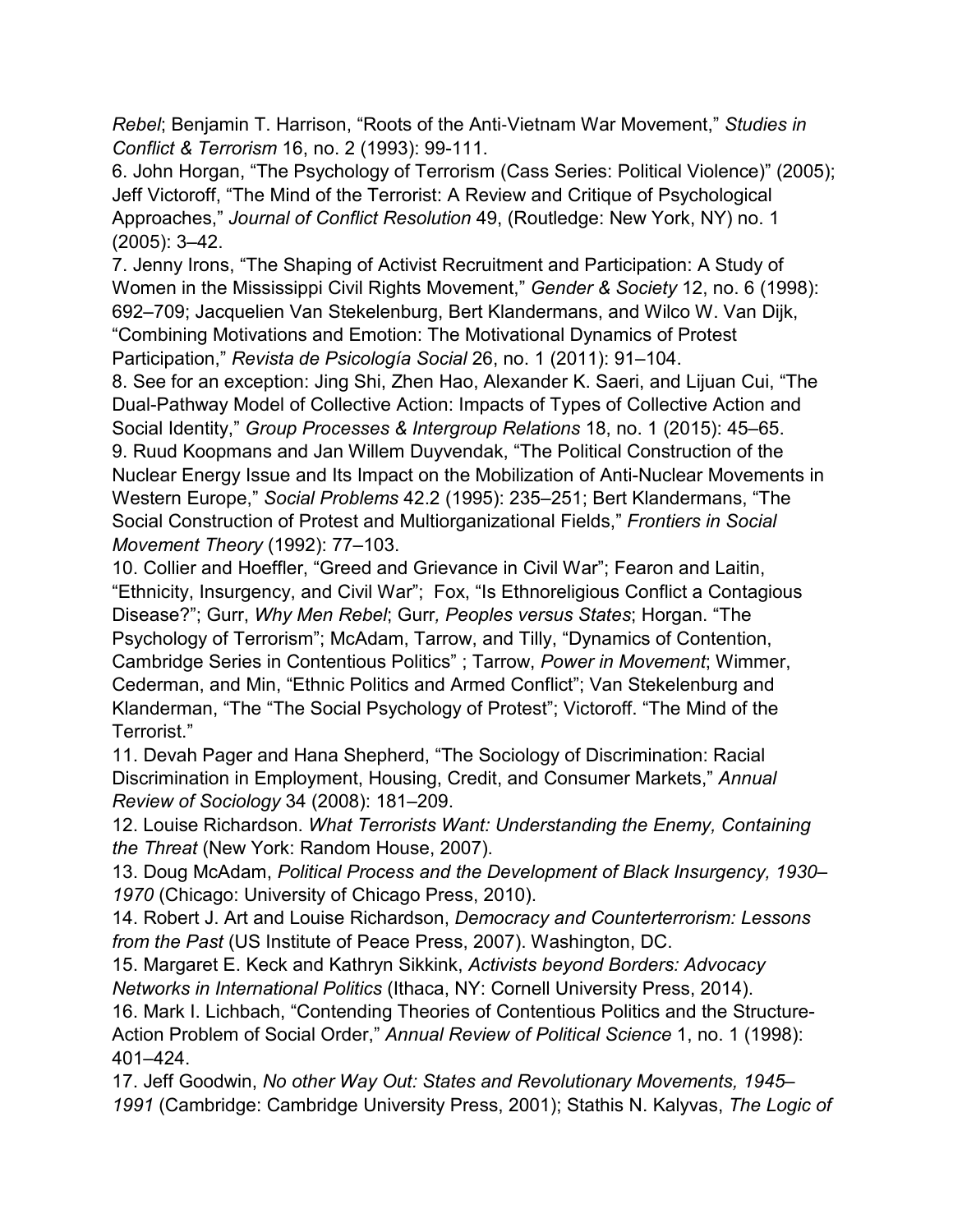*Rebel*; Benjamin T. Harrison, “Roots of the Anti-Vietnam War Movement,” *Studies in Conflict & Terrorism* 16, no. 2 (1993): 99-111.

6. John Horgan, “The Psychology of Terrorism (Cass Series: Political Violence)” (2005); Jeff Victoroff, “The Mind of the Terrorist: A Review and Critique of Psychological Approaches,” *Journal of Conflict Resolution* 49, (Routledge: New York, NY) no. 1 (2005): 3–42.

7. Jenny Irons, “The Shaping of Activist Recruitment and Participation: A Study of Women in the Mississippi Civil Rights Movement,” *Gender & Society* 12, no. 6 (1998): 692–709; Jacquelien Van Stekelenburg, Bert Klandermans, and Wilco W. Van Dijk, “Combining Motivations and Emotion: The Motivational Dynamics of Protest Participation,” *Revista de Psicología Social* 26, no. 1 (2011): 91–104.

8. See for an exception: Jing Shi, Zhen Hao, Alexander K. Saeri, and Lijuan Cui, “The Dual-Pathway Model of Collective Action: Impacts of Types of Collective Action and Social Identity,” *Group Processes & Intergroup Relations* 18, no. 1 (2015): 45–65.

9. Ruud Koopmans and Jan Willem Duyvendak, “The Political Construction of the Nuclear Energy Issue and Its Impact on the Mobilization of Anti-Nuclear Movements in Western Europe,” *Social Problems* 42.2 (1995): 235–251; Bert Klandermans, “The Social Construction of Protest and Multiorganizational Fields,” *Frontiers in Social Movement Theory* (1992): 77–103.

10. Collier and Hoeffler, “Greed and Grievance in Civil War”; Fearon and Laitin, “Ethnicity, Insurgency, and Civil War”; Fox, “Is Ethnoreligious Conflict a Contagious Disease?”; Gurr, *Why Men Rebel*; Gurr*, Peoples versus States*; Horgan. “The Psychology of Terrorism”; McAdam, Tarrow, and Tilly, “Dynamics of Contention, Cambridge Series in Contentious Politics” ; Tarrow, *Power in Movement*; Wimmer, Cederman, and Min, “Ethnic Politics and Armed Conflict”; Van Stekelenburg and Klanderman, “The “The Social Psychology of Protest”; Victoroff. “The Mind of the Terrorist.”

11. Devah Pager and Hana Shepherd, “The Sociology of Discrimination: Racial Discrimination in Employment, Housing, Credit, and Consumer Markets,” *Annual Review of Sociology* 34 (2008): 181–209.

12. Louise Richardson. *What Terrorists Want: Understanding the Enemy, Containing the Threat* (New York: Random House, 2007).

13. Doug McAdam, *Political Process and the Development of Black Insurgency, 1930–1970* (Chicago: University of Chicago Press, 2010).

14. Robert J. Art and Louise Richardson, *Democracy and Counterterrorism: Lessons from the Past* (US Institute of Peace Press, 2007). Washington, DC.

15. Margaret E. Keck and Kathryn Sikkink, *Activists beyond Borders: Advocacy Networks in International Politics* (Ithaca, NY: Cornell University Press, 2014).

16. Mark I. Lichbach, “Contending Theories of Contentious Politics and the Structure-Action Problem of Social Order,” *Annual Review of Political Science* 1, no. 1 (1998): 401–424.

17. Jeff Goodwin, *No other Way Out: States and Revolutionary Movements, 1945–1991* (Cambridge: Cambridge University Press, 2001); Stathis N. Kalyvas, *The Logic of*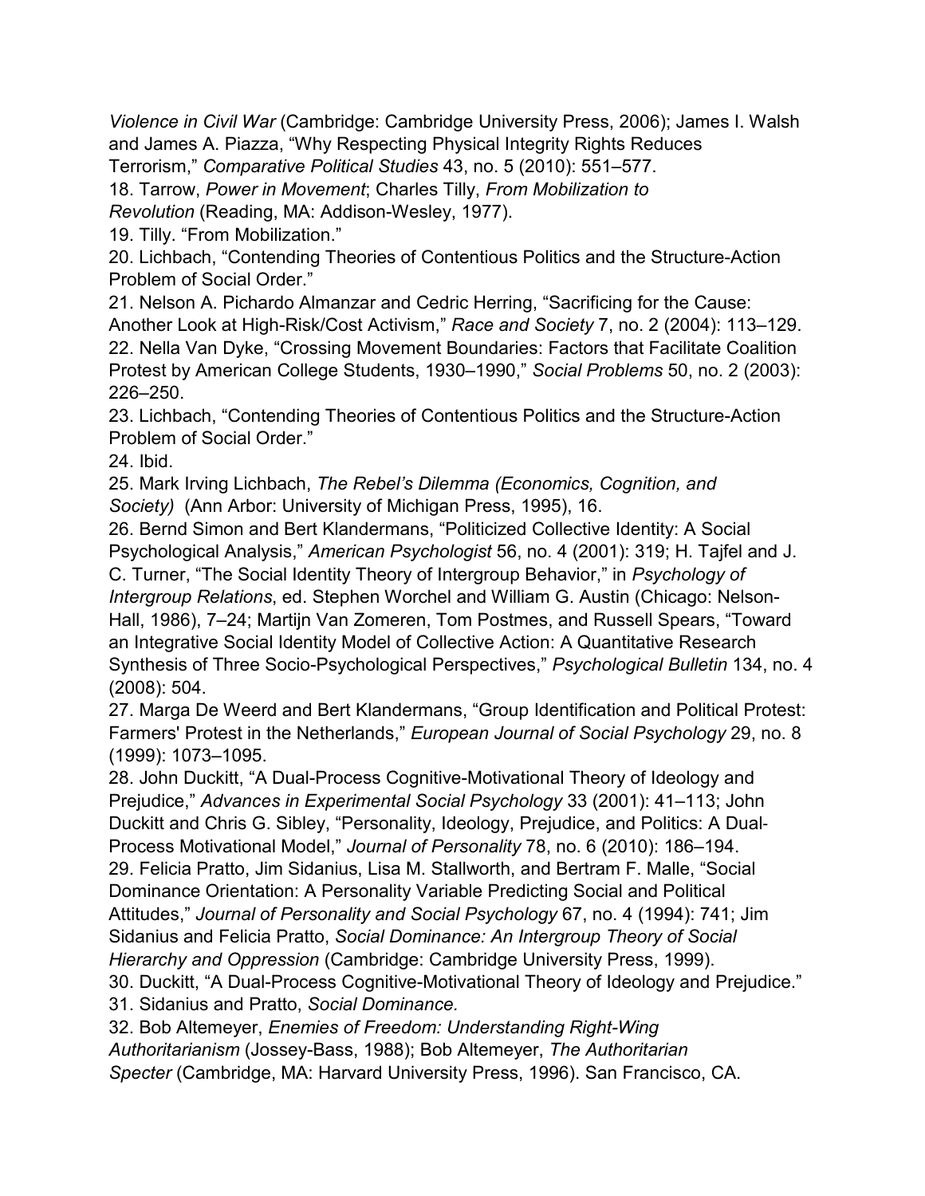*Violence in Civil War* (Cambridge: Cambridge University Press, 2006); James I. Walsh and James A. Piazza, “Why Respecting Physical Integrity Rights Reduces Terrorism,” *Comparative Political Studies* 43, no. 5 (2010): 551–577.

18. Tarrow, *Power in Movement*; Charles Tilly, *From Mobilization to Revolution* (Reading, MA: Addison-Wesley, 1977).

19. Tilly. “From Mobilization.”

20. Lichbach, “Contending Theories of Contentious Politics and the Structure-Action Problem of Social Order.”

21. Nelson A. Pichardo Almanzar and Cedric Herring, “Sacrificing for the Cause: Another Look at High-Risk/Cost Activism,” *Race and Society* 7, no. 2 (2004): 113–129.

22. Nella Van Dyke, “Crossing Movement Boundaries: Factors that Facilitate Coalition Protest by American College Students, 1930–1990,” *Social Problems* 50, no. 2 (2003): 226–250.

23. Lichbach, “Contending Theories of Contentious Politics and the Structure-Action Problem of Social Order.”

24. Ibid.

25. Mark Irving Lichbach, *The Rebel’s Dilemma (Economics, Cognition, and Society)* (Ann Arbor: University of Michigan Press, 1995), 16.

26. Bernd Simon and Bert Klandermans, “Politicized Collective Identity: A Social Psychological Analysis,” *American Psychologist* 56, no. 4 (2001): 319; H. Tajfel and J. C. Turner, “The Social Identity Theory of Intergroup Behavior,” in *Psychology of Intergroup Relations*, ed. Stephen Worchel and William G. Austin (Chicago: Nelson-Hall, 1986), 7–24; Martijn Van Zomeren, Tom Postmes, and Russell Spears, “Toward an Integrative Social Identity Model of Collective Action: A Quantitative Research Synthesis of Three Socio-Psychological Perspectives,” *Psychological Bulletin* 134, no. 4 (2008): 504.

27. Marga De Weerd and Bert Klandermans, “Group Identification and Political Protest: Farmers' Protest in the Netherlands,” *European Journal of Social Psychology* 29, no. 8 (1999): 1073–1095.

28. John Duckitt, “A Dual-Process Cognitive-Motivational Theory of Ideology and Prejudice,” *Advances in Experimental Social Psychology* 33 (2001): 41–113; John Duckitt and Chris G. Sibley, “Personality, Ideology, Prejudice, and Politics: A Dual-Process Motivational Model,” *Journal of Personality* 78, no. 6 (2010): 186–194.

29. Felicia Pratto, Jim Sidanius, Lisa M. Stallworth, and Bertram F. Malle, “Social Dominance Orientation: A Personality Variable Predicting Social and Political Attitudes,” *Journal of Personality and Social Psychology* 67, no. 4 (1994): 741; Jim Sidanius and Felicia Pratto, *Social Dominance: An Intergroup Theory of Social Hierarchy and Oppression* (Cambridge: Cambridge University Press, 1999).

30. Duckitt, “A Dual-Process Cognitive-Motivational Theory of Ideology and Prejudice.”

31. Sidanius and Pratto, *Social Dominance.*

32. Bob Altemeyer, *Enemies of Freedom: Understanding Right-Wing Authoritarianism* (Jossey-Bass, 1988); Bob Altemeyer, *The Authoritarian Specter* (Cambridge, MA: Harvard University Press, 1996). San Francisco, CA.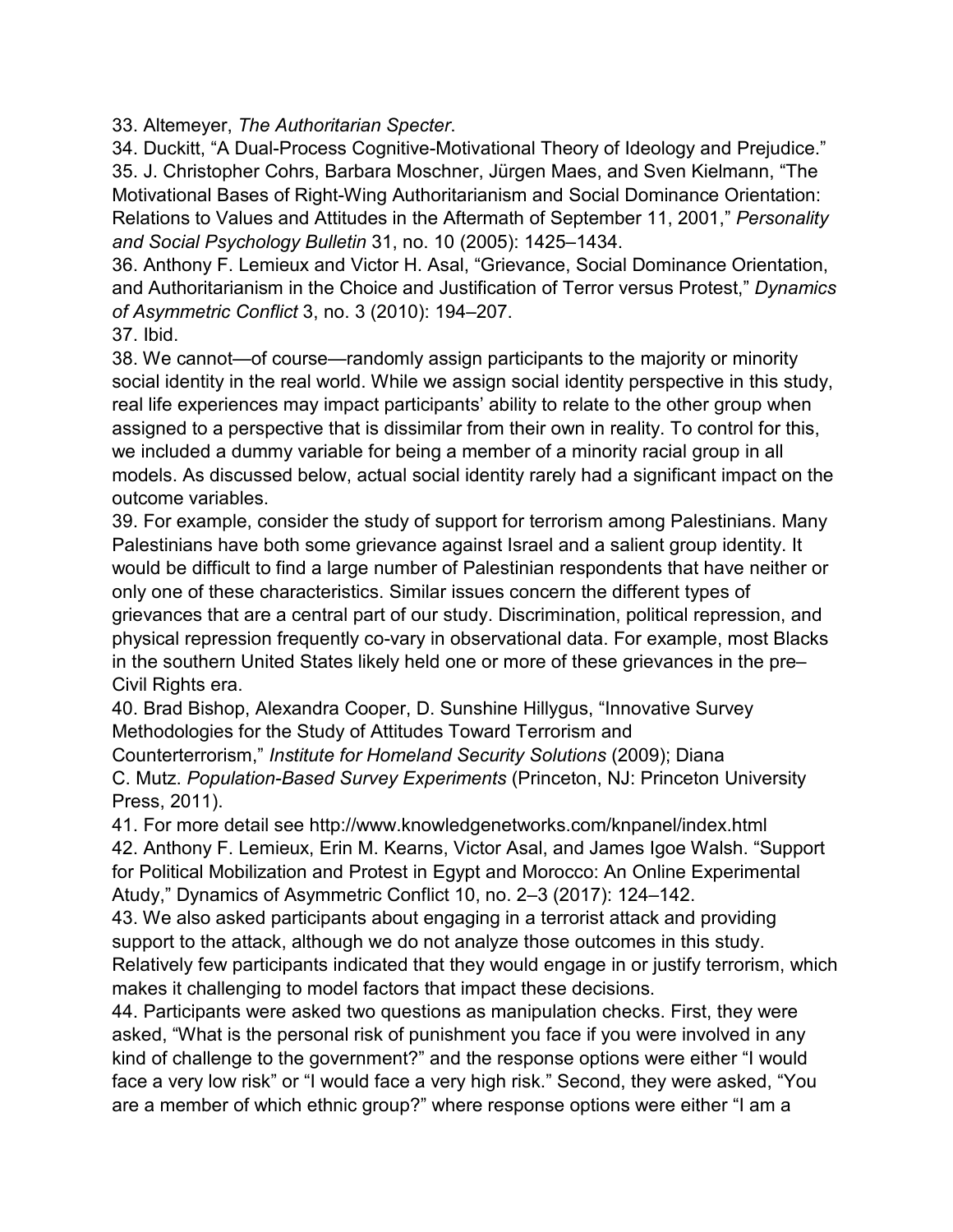33. Altemeyer, *The Authoritarian Specter*.

34. Duckitt, "A Dual-Process Cognitive-Motivational Theory of Ideology and Prejudice."

35. J. Christopher Cohrs, Barbara Moschner, Jürgen Maes, and Sven Kielmann, "The Motivational Bases of Right-Wing Authoritarianism and Social Dominance Orientation: Relations to Values and Attitudes in the Aftermath of September 11, 2001," *Personality and Social Psychology Bulletin* 31, no. 10 (2005): 1425–1434.

36. Anthony F. Lemieux and Victor H. Asal, "Grievance, Social Dominance Orientation, and Authoritarianism in the Choice and Justification of Terror versus Protest," *Dynamics of Asymmetric Conflict* 3, no. 3 (2010): 194–207.

37. Ibid.

38. We cannot—of course—randomly assign participants to the majority or minority social identity in the real world. While we assign social identity perspective in this study, real life experiences may impact participants' ability to relate to the other group when assigned to a perspective that is dissimilar from their own in reality. To control for this, we included a dummy variable for being a member of a minority racial group in all models. As discussed below, actual social identity rarely had a significant impact on the outcome variables.

39. For example, consider the study of support for terrorism among Palestinians. Many Palestinians have both some grievance against Israel and a salient group identity. It would be difficult to find a large number of Palestinian respondents that have neither or only one of these characteristics. Similar issues concern the different types of grievances that are a central part of our study. Discrimination, political repression, and physical repression frequently co-vary in observational data. For example, most Blacks in the southern United States likely held one or more of these grievances in the pre–Civil Rights era.

40. Brad Bishop, Alexandra Cooper, D. Sunshine Hillygus, "Innovative Survey Methodologies for the Study of Attitudes Toward Terrorism and Counterterrorism," *Institute for Homeland Security Solutions* (2009); Diana C. Mutz. *Population-Based Survey Experiments* (Princeton, NJ: Princeton University Press, 2011).

41. For more detail see http://www.knowledgenetworks.com/knpanel/index.html

42. Anthony F. Lemieux, Erin M. Kearns, Victor Asal, and James Igoe Walsh. "Support for Political Mobilization and Protest in Egypt and Morocco: An Online Experimental Atudy," Dynamics of Asymmetric Conflict 10, no. 2–3 (2017): 124–142.

43. We also asked participants about engaging in a terrorist attack and providing support to the attack, although we do not analyze those outcomes in this study. Relatively few participants indicated that they would engage in or justify terrorism, which makes it challenging to model factors that impact these decisions.

44. Participants were asked two questions as manipulation checks. First, they were asked, "What is the personal risk of punishment you face if you were involved in any kind of challenge to the government?" and the response options were either "I would face a very low risk" or "I would face a very high risk." Second, they were asked, "You are a member of which ethnic group?" where response options were either "I am a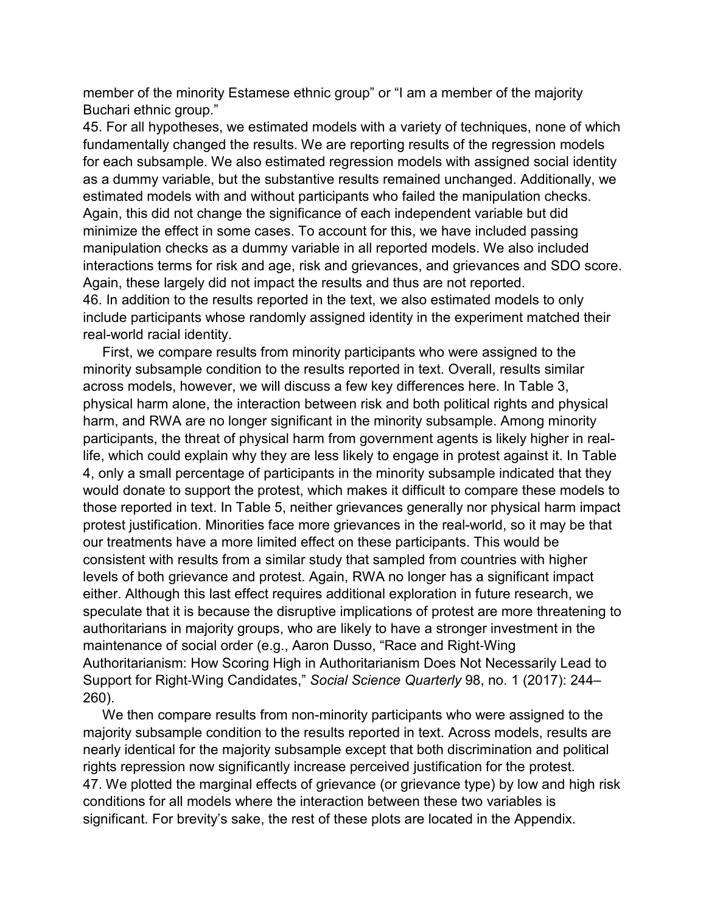member of the minority Estamese ethnic group" or "I am a member of the majority Buchari ethnic group."

45. For all hypotheses, we estimated models with a variety of techniques, none of which fundamentally changed the results. We are reporting results of the regression models for each subsample. We also estimated regression models with assigned social identity as a dummy variable, but the substantive results remained unchanged. Additionally, we estimated models with and without participants who failed the manipulation checks. Again, this did not change the significance of each independent variable but did minimize the effect in some cases. To account for this, we have included passing manipulation checks as a dummy variable in all reported models. We also included interactions terms for risk and age, risk and grievances, and grievances and SDO score. Again, these largely did not impact the results and thus are not reported.

46. In addition to the results reported in the text, we also estimated models to only include participants whose randomly assigned identity in the experiment matched their real-world racial identity.

First, we compare results from minority participants who were assigned to the minority subsample condition to the results reported in text. Overall, results similar across models, however, we will discuss a few key differences here. In Table 3, physical harm alone, the interaction between risk and both political rights and physical harm, and RWA are no longer significant in the minority subsample. Among minority participants, the threat of physical harm from government agents is likely higher in real-life, which could explain why they are less likely to engage in protest against it. In Table 4, only a small percentage of participants in the minority subsample indicated that they would donate to support the protest, which makes it difficult to compare these models to those reported in text. In Table 5, neither grievances generally nor physical harm impact protest justification. Minorities face more grievances in the real-world, so it may be that our treatments have a more limited effect on these participants. This would be consistent with results from a similar study that sampled from countries with higher levels of both grievance and protest. Again, RWA no longer has a significant impact either. Although this last effect requires additional exploration in future research, we speculate that it is because the disruptive implications of protest are more threatening to authoritarians in majority groups, who are likely to have a stronger investment in the maintenance of social order (e.g., Aaron Dusso, "Race and Right-Wing Authoritarianism: How Scoring High in Authoritarianism Does Not Necessarily Lead to Support for Right-Wing Candidates," *Social Science Quarterly* 98, no. 1 (2017): 244–260).

We then compare results from non-minority participants who were assigned to the majority subsample condition to the results reported in text. Across models, results are nearly identical for the majority subsample except that both discrimination and political rights repression now significantly increase perceived justification for the protest.

47. We plotted the marginal effects of grievance (or grievance type) by low and high risk conditions for all models where the interaction between these two variables is significant. For brevity's sake, the rest of these plots are located in the Appendix.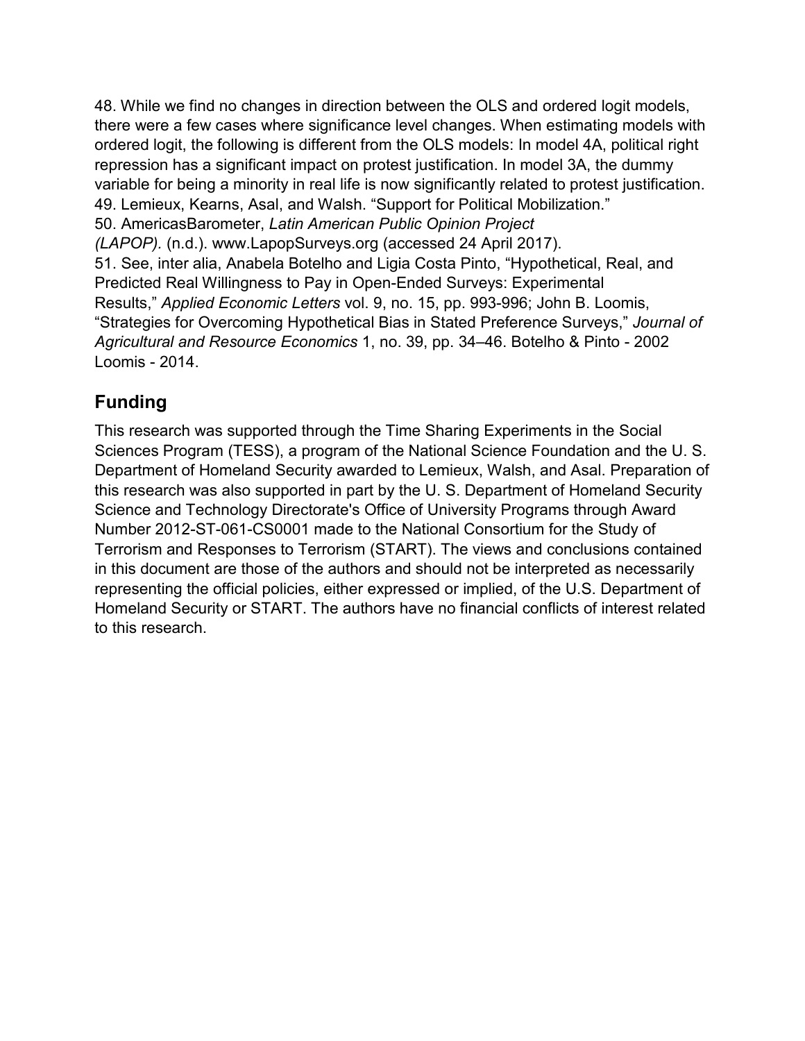48. While we find no changes in direction between the OLS and ordered logit models, there were a few cases where significance level changes. When estimating models with ordered logit, the following is different from the OLS models: In model 4A, political right repression has a significant impact on protest justification. In model 3A, the dummy variable for being a minority in real life is now significantly related to protest justification.

49. Lemieux, Kearns, Asal, and Walsh. "Support for Political Mobilization."

50. AmericasBarometer, *Latin American Public Opinion Project (LAPOP).* (n.d.). www.LapopSurveys.org (accessed 24 April 2017).

51. See, inter alia, Anabela Botelho and Ligia Costa Pinto, "Hypothetical, Real, and Predicted Real Willingness to Pay in Open-Ended Surveys: Experimental Results," *Applied Economic Letters* vol. 9, no. 15, pp. 993-996; John B. Loomis, "Strategies for Overcoming Hypothetical Bias in Stated Preference Surveys," *Journal of Agricultural and Resource Economics* 1, no. 39, pp. 34–46. Botelho & Pinto - 2002 Loomis - 2014.

## Funding

This research was supported through the Time Sharing Experiments in the Social Sciences Program (TESS), a program of the National Science Foundation and the U. S. Department of Homeland Security awarded to Lemieux, Walsh, and Asal. Preparation of this research was also supported in part by the U. S. Department of Homeland Security Science and Technology Directorate's Office of University Programs through Award Number 2012-ST-061-CS0001 made to the National Consortium for the Study of Terrorism and Responses to Terrorism (START). The views and conclusions contained in this document are those of the authors and should not be interpreted as necessarily representing the official policies, either expressed or implied, of the U.S. Department of Homeland Security or START. The authors have no financial conflicts of interest related to this research.